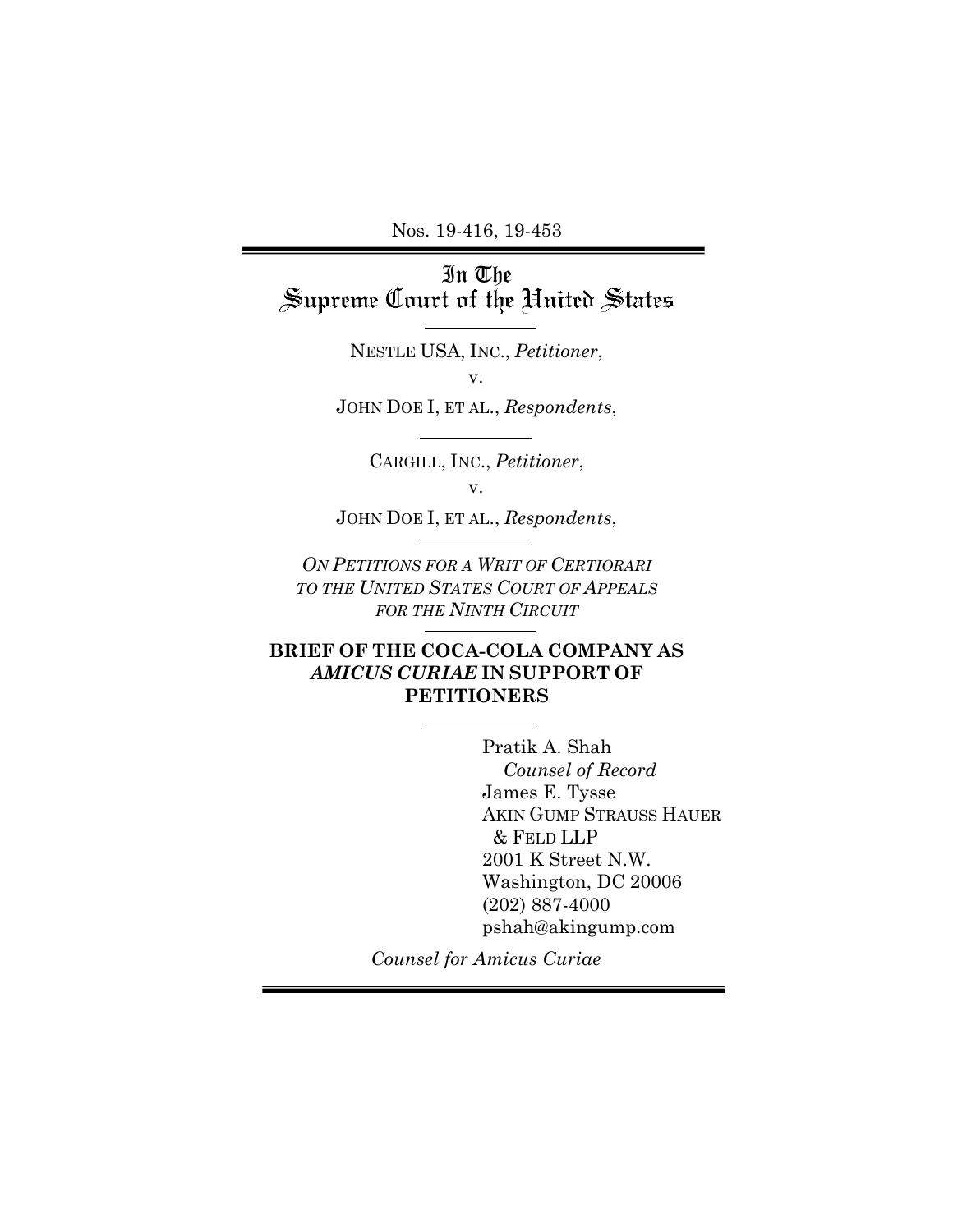Nos. 19-416, 19-453

---

# In The Supreme Court of the United States

---

NESTLE USA, INC., *Petitioner*,

v.

JOHN DOE I, ET AL., *Respondents*,

---

CARGILL, INC., *Petitioner*,

v.

JOHN DOE I, ET AL., *Respondents*,

---

*ON PETITIONS FOR A WRIT OF CERTIORARI TO THE UNITED STATES COURT OF APPEALS FOR THE NINTH CIRCUIT*

---

**BRIEF OF THE COCA-COLA COMPANY AS *AMICUS CURIAE* IN SUPPORT OF PETITIONERS**

---

Pratik A. Shah
*Counsel of Record*
James E. Tysse
AKIN GUMP STRAUSS HAUER & FELD LLP
2001 K Street N.W.
Washington, DC 20006
(202) 887-4000
pshah@akingump.com

*Counsel for Amicus Curiae*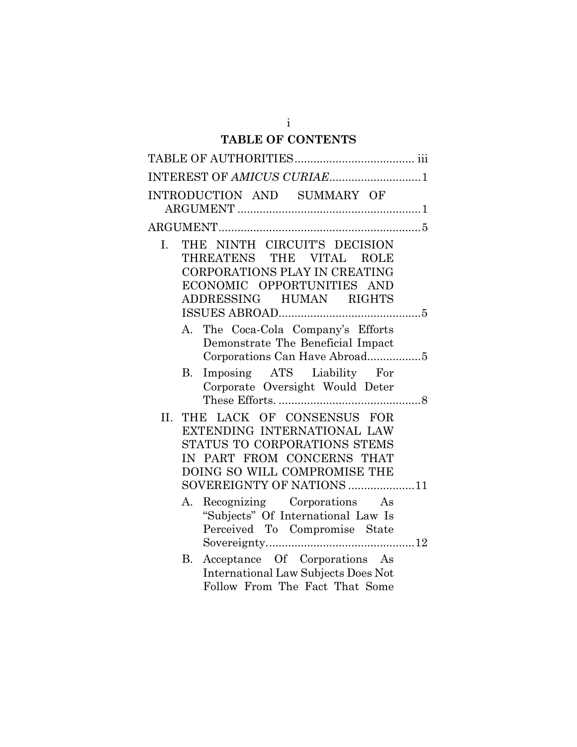# TABLE OF CONTENTS

TABLE OF AUTHORITIES ...................................... iii

INTEREST OF *AMICUS CURIAE* ............................ 1

INTRODUCTION AND SUMMARY OF ARGUMENT .......................................................... 1

ARGUMENT ................................................................ 5

I. THE NINTH CIRCUIT'S DECISION THREATENS THE VITAL ROLE CORPORATIONS PLAY IN CREATING ECONOMIC OPPORTUNITIES AND ADDRESSING HUMAN RIGHTS ISSUES ABROAD ............................................. 5

   A. The Coca-Cola Company's Efforts Demonstrate The Beneficial Impact Corporations Can Have Abroad ................. 5

   B. Imposing ATS Liability For Corporate Oversight Would Deter These Efforts. ............................................. 8

II. THE LACK OF CONSENSUS FOR EXTENDING INTERNATIONAL LAW STATUS TO CORPORATIONS STEMS IN PART FROM CONCERNS THAT DOING SO WILL COMPROMISE THE SOVEREIGNTY OF NATIONS ..................... 11

   A. Recognizing Corporations As "Subjects" Of International Law Is Perceived To Compromise State Sovereignty. ............................................. 12

   B. Acceptance Of Corporations As International Law Subjects Does Not Follow From The Fact That Some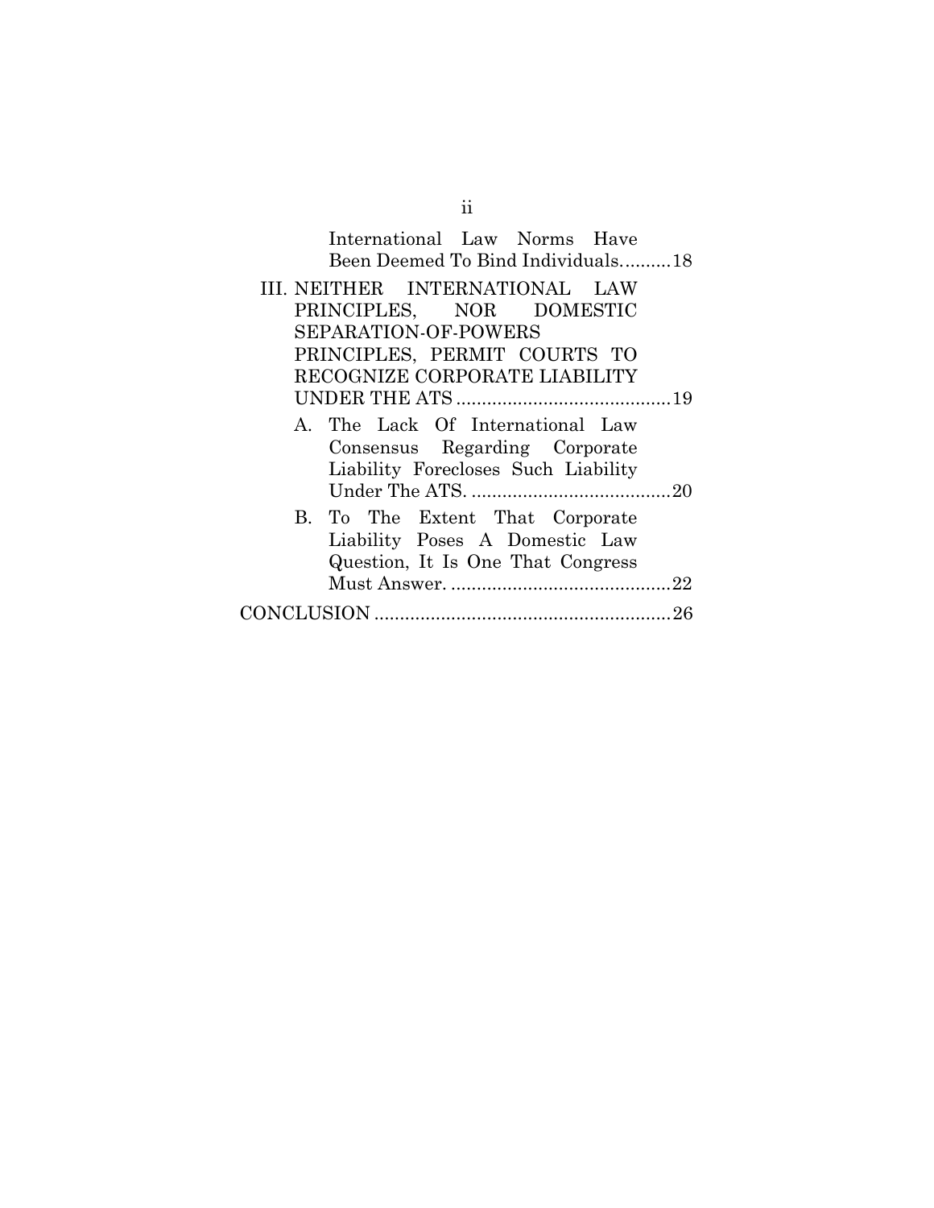International Law Norms Have Been Deemed To Bind Individuals..........18

III. NEITHER INTERNATIONAL LAW PRINCIPLES, NOR DOMESTIC SEPARATION-OF-POWERS PRINCIPLES, PERMIT COURTS TO RECOGNIZE CORPORATE LIABILITY UNDER THE ATS ..........................................19

A. The Lack Of International Law Consensus Regarding Corporate Liability Forecloses Such Liability Under The ATS. .......................................20

B. To The Extent That Corporate Liability Poses A Domestic Law Question, It Is One That Congress Must Answer. ...........................................22

CONCLUSION .........................................................26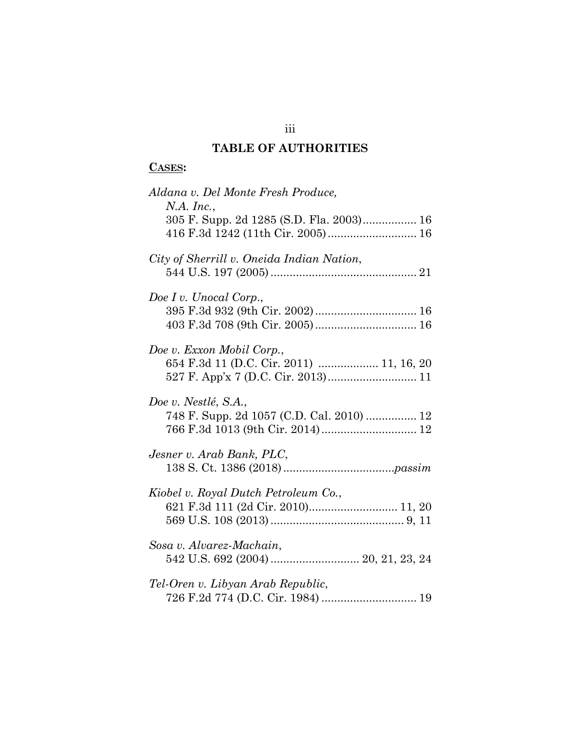## TABLE OF AUTHORITIES

**CASES:**

*Aldana v. Del Monte Fresh Produce, N.A. Inc.*,
305 F. Supp. 2d 1285 (S.D. Fla. 2003)................. 16
416 F.3d 1242 (11th Cir. 2005)........................... 16

*City of Sherrill v. Oneida Indian Nation*,
544 U.S. 197 (2005)............................................. 21

*Doe I v. Unocal Corp.*,
395 F.3d 932 (9th Cir. 2002)................................ 16
403 F.3d 708 (9th Cir. 2005)................................ 16

*Doe v. Exxon Mobil Corp.*,
654 F.3d 11 (D.C. Cir. 2011) ................... 11, 16, 20
527 F. App'x 7 (D.C. Cir. 2013)........................... 11

*Doe v. Nestlé, S.A.*,
748 F. Supp. 2d 1057 (C.D. Cal. 2010) ................ 12
766 F.3d 1013 (9th Cir. 2014).............................. 12

*Jesner v. Arab Bank, PLC*,
138 S. Ct. 1386 (2018)..................................*passim*

*Kiobel v. Royal Dutch Petroleum Co.*,
621 F.3d 111 (2d Cir. 2010)............................ 11, 20
569 U.S. 108 (2013).......................................... 9, 11

*Sosa v. Alvarez-Machain*,
542 U.S. 692 (2004)............................ 20, 21, 23, 24

*Tel-Oren v. Libyan Arab Republic*,
726 F.2d 774 (D.C. Cir. 1984) .............................. 19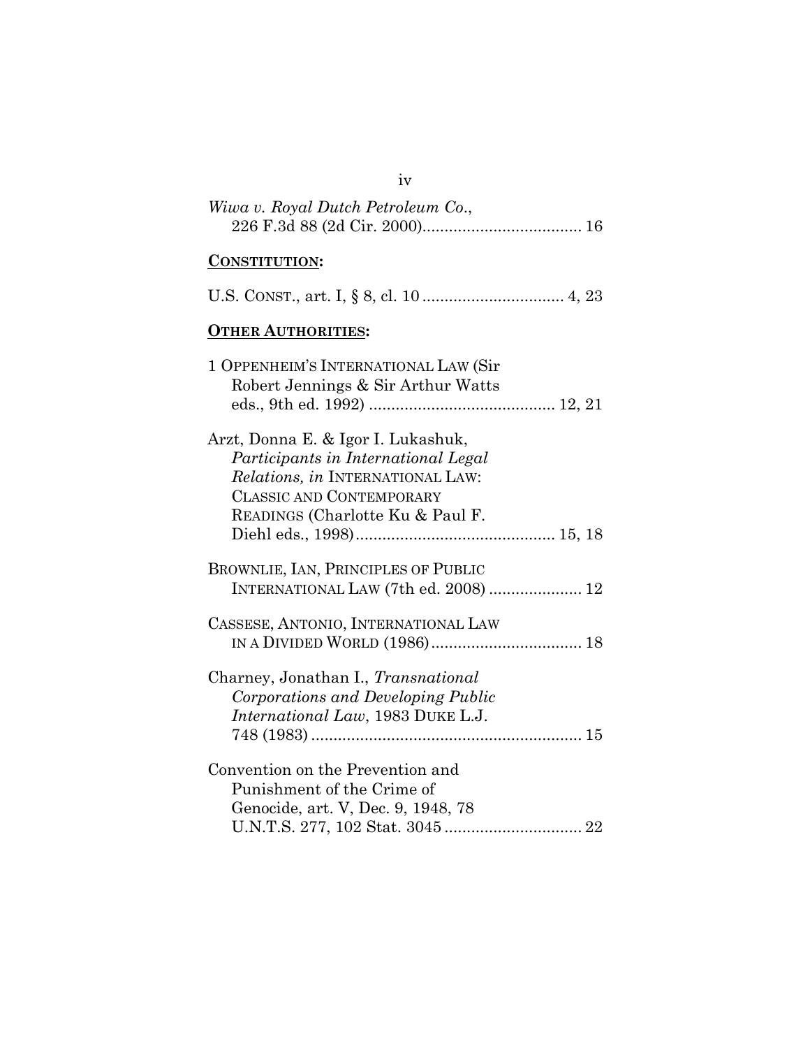*Wiwa v. Royal Dutch Petroleum Co.*, 226 F.3d 88 (2d Cir. 2000).................................... 16

**CONSTITUTION:**

U.S. CONST., art. I, § 8, cl. 10 ................................ 4, 23

**OTHER AUTHORITIES:**

1 OPPENHEIM'S INTERNATIONAL LAW (Sir Robert Jennings & Sir Arthur Watts eds., 9th ed. 1992) .......................................... 12, 21

Arzt, Donna E. & Igor I. Lukashuk, *Participants in International Legal Relations, in* INTERNATIONAL LAW: CLASSIC AND CONTEMPORARY READINGS (Charlotte Ku & Paul F. Diehl eds., 1998)............................................. 15, 18

BROWNLIE, IAN, PRINCIPLES OF PUBLIC INTERNATIONAL LAW (7th ed. 2008) ..................... 12

CASSESE, ANTONIO, INTERNATIONAL LAW IN A DIVIDED WORLD (1986).................................. 18

Charney, Jonathan I., *Transnational Corporations and Developing Public International Law*, 1983 DUKE L.J. 748 (1983) ............................................................. 15

Convention on the Prevention and Punishment of the Crime of Genocide, art. V, Dec. 9, 1948, 78 U.N.T.S. 277, 102 Stat. 3045 ............................... 22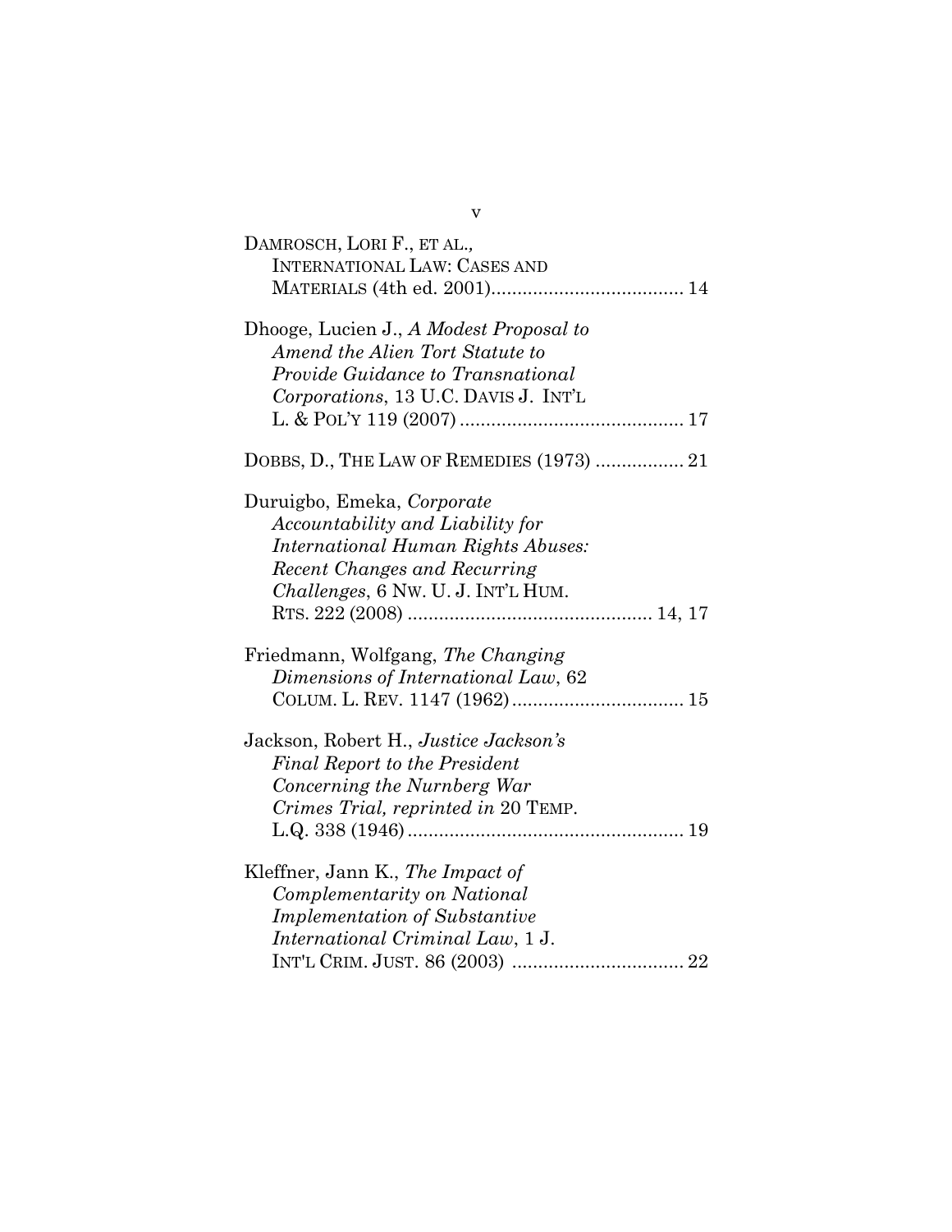DAMROSCH, LORI F., ET AL., INTERNATIONAL LAW: CASES AND MATERIALS (4th ed. 2001)..................................... 14

Dhooge, Lucien J., *A Modest Proposal to Amend the Alien Tort Statute to Provide Guidance to Transnational Corporations*, 13 U.C. DAVIS J. INT'L L. & POL'Y 119 (2007)........................................... 17

DOBBS, D., THE LAW OF REMEDIES (1973) ................. 21

Duruigbo, Emeka, *Corporate Accountability and Liability for International Human Rights Abuses: Recent Changes and Recurring Challenges*, 6 NW. U. J. INT'L HUM. RTS. 222 (2008) .............................................. 14, 17

Friedmann, Wolfgang, *The Changing Dimensions of International Law*, 62 COLUM. L. REV. 1147 (1962)................................. 15

Jackson, Robert H., *Justice Jackson's Final Report to the President Concerning the Nurnberg War Crimes Trial, reprinted in* 20 TEMP. L.Q. 338 (1946)..................................................... 19

Kleffner, Jann K., *The Impact of Complementarity on National Implementation of Substantive International Criminal Law*, 1 J. INT'L CRIM. JUST. 86 (2003) ................................. 22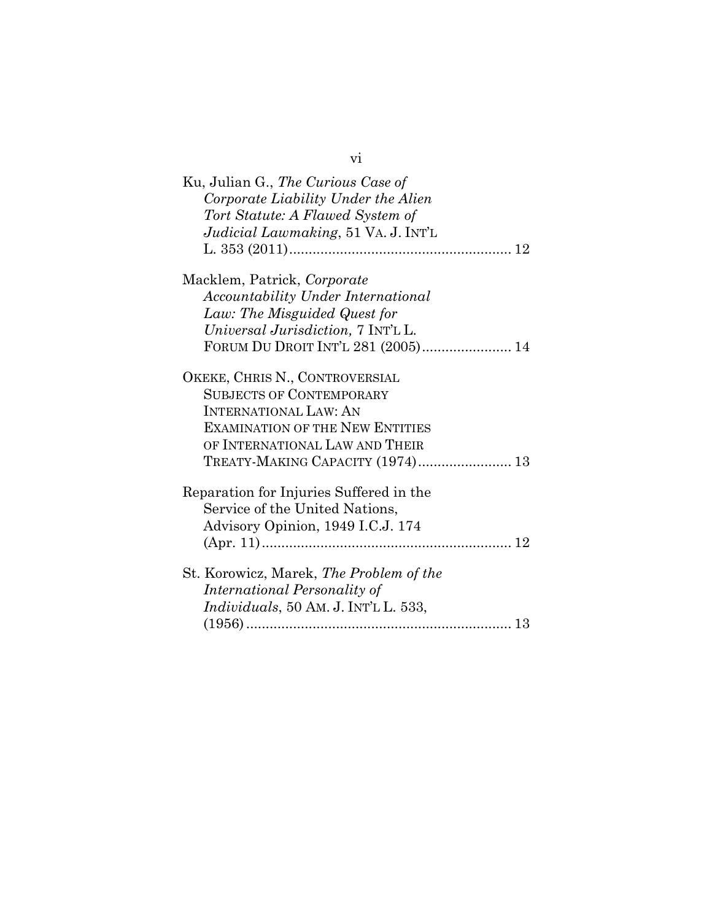Ku, Julian G., *The Curious Case of Corporate Liability Under the Alien Tort Statute: A Flawed System of Judicial Lawmaking*, 51 VA. J. INT'L L. 353 (2011)........................................................ 12

Macklem, Patrick, *Corporate Accountability Under International Law: The Misguided Quest for Universal Jurisdiction,* 7 INT'L L. FORUM DU DROIT INT'L 281 (2005)....................... 14

OKEKE, CHRIS N., CONTROVERSIAL SUBJECTS OF CONTEMPORARY INTERNATIONAL LAW: AN EXAMINATION OF THE NEW ENTITIES OF INTERNATIONAL LAW AND THEIR TREATY-MAKING CAPACITY (1974)........................ 13

Reparation for Injuries Suffered in the Service of the United Nations, Advisory Opinion, 1949 I.C.J. 174 (Apr. 11)................................................................ 12

St. Korowicz, Marek, *The Problem of the International Personality of Individuals*, 50 AM. J. INT'L L. 533, (1956).................................................................... 13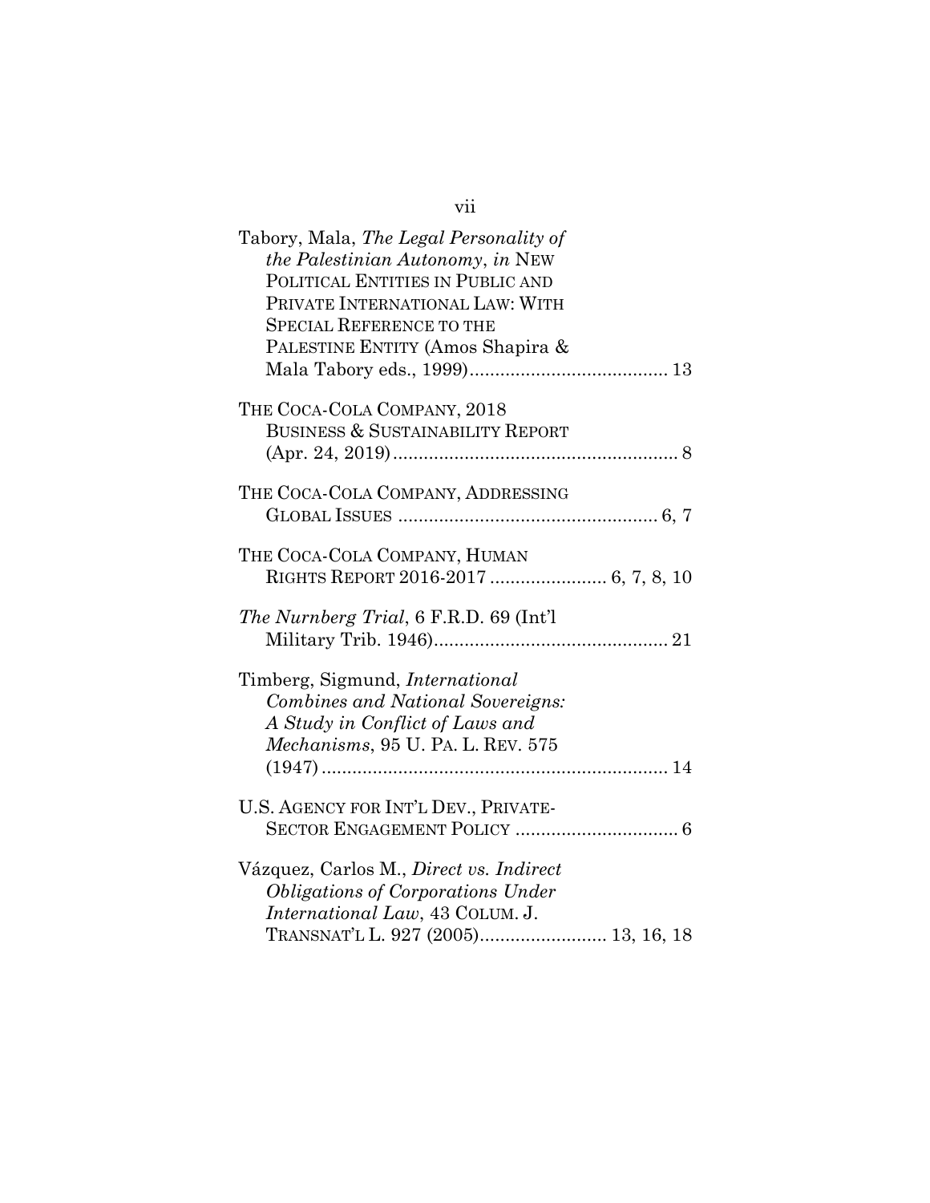Tabory, Mala, *The Legal Personality of the Palestinian Autonomy*, *in* NEW POLITICAL ENTITIES IN PUBLIC AND PRIVATE INTERNATIONAL LAW: WITH SPECIAL REFERENCE TO THE PALESTINE ENTITY (Amos Shapira & Mala Tabory eds., 1999)....................................... 13

THE COCA-COLA COMPANY, 2018 BUSINESS & SUSTAINABILITY REPORT (Apr. 24, 2019)....................................................... 8

THE COCA-COLA COMPANY, ADDRESSING GLOBAL ISSUES ................................................... 6, 7

THE COCA-COLA COMPANY, HUMAN RIGHTS REPORT 2016-2017 ....................... 6, 7, 8, 10

*The Nurnberg Trial*, 6 F.R.D. 69 (Int'l Military Trib. 1946)............................................. 21

Timberg, Sigmund, *International Combines and National Sovereigns: A Study in Conflict of Laws and Mechanisms*, 95 U. PA. L. REV. 575 (1947)................................................................... 14

U.S. AGENCY FOR INT'L DEV., PRIVATE-SECTOR ENGAGEMENT POLICY ................................ 6

Vázquez, Carlos M., *Direct vs. Indirect Obligations of Corporations Under International Law*, 43 COLUM. J. TRANSNAT'L L. 927 (2005)......................... 13, 16, 18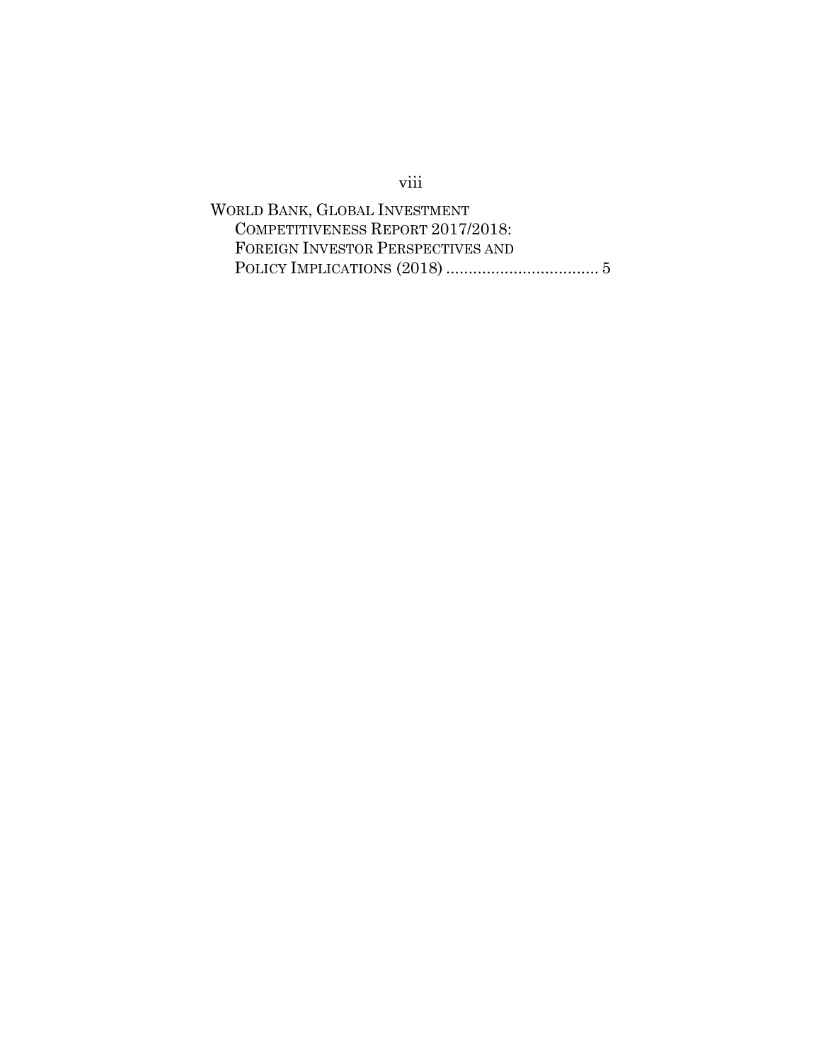WORLD BANK, GLOBAL INVESTMENT COMPETITIVENESS REPORT 2017/2018: FOREIGN INVESTOR PERSPECTIVES AND POLICY IMPLICATIONS (2018) .................................. 5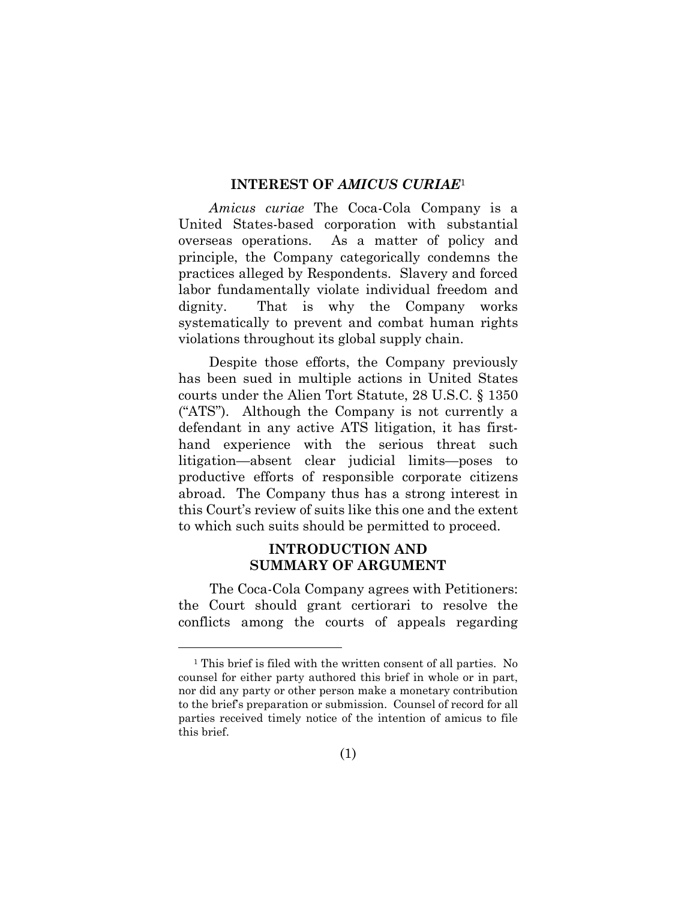## INTEREST OF *AMICUS CURIAE*[1]

*Amicus curiae* The Coca-Cola Company is a United States-based corporation with substantial overseas operations. As a matter of policy and principle, the Company categorically condemns the practices alleged by Respondents. Slavery and forced labor fundamentally violate individual freedom and dignity. That is why the Company works systematically to prevent and combat human rights violations throughout its global supply chain.

Despite those efforts, the Company previously has been sued in multiple actions in United States courts under the Alien Tort Statute, 28 U.S.C. § 1350 ("ATS"). Although the Company is not currently a defendant in any active ATS litigation, it has first-hand experience with the serious threat such litigation—absent clear judicial limits—poses to productive efforts of responsible corporate citizens abroad. The Company thus has a strong interest in this Court's review of suits like this one and the extent to which such suits should be permitted to proceed.

## INTRODUCTION AND SUMMARY OF ARGUMENT

The Coca-Cola Company agrees with Petitioners: the Court should grant certiorari to resolve the conflicts among the courts of appeals regarding

[1] This brief is filed with the written consent of all parties. No counsel for either party authored this brief in whole or in part, nor did any party or other person make a monetary contribution to the brief's preparation or submission. Counsel of record for all parties received timely notice of the intention of amicus to file this brief.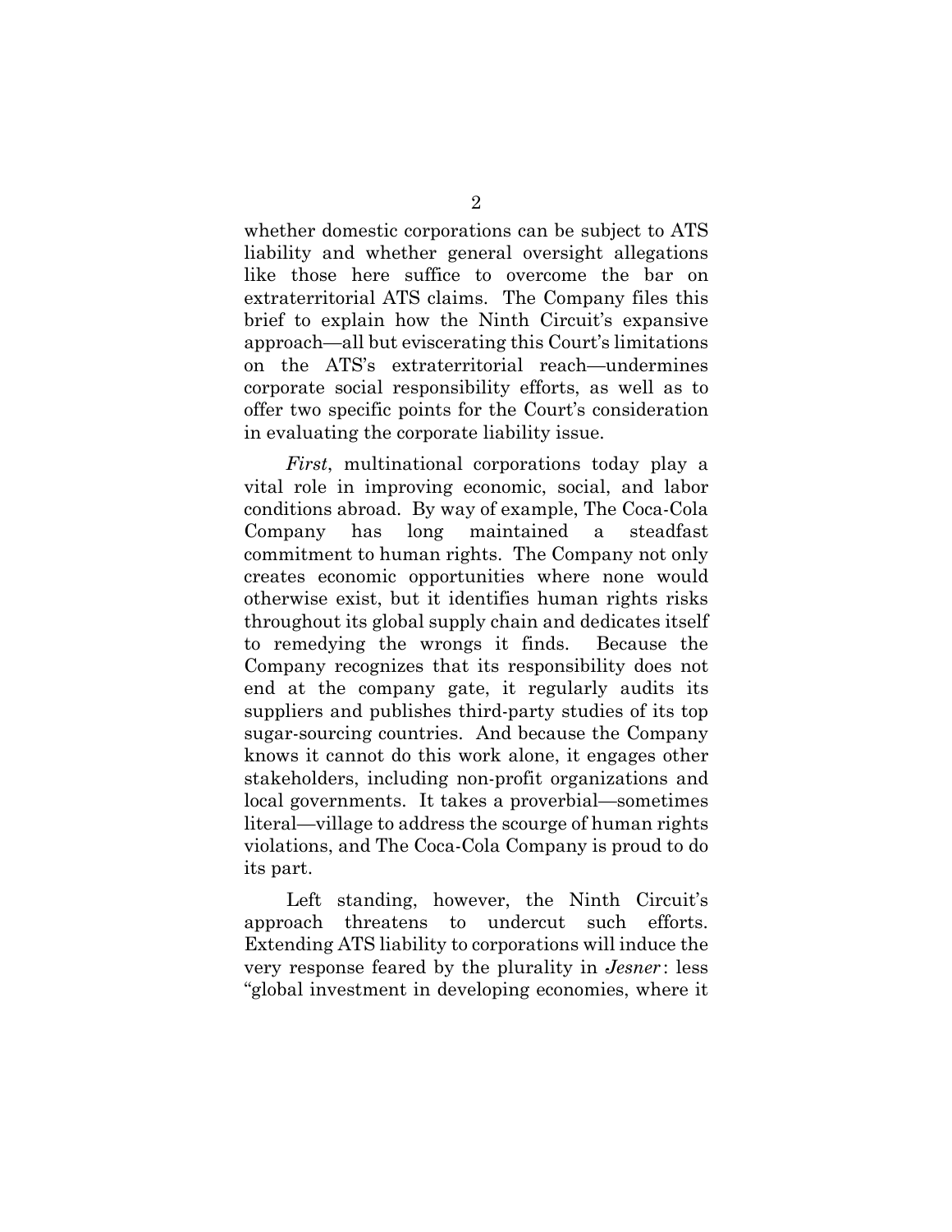whether domestic corporations can be subject to ATS liability and whether general oversight allegations like those here suffice to overcome the bar on extraterritorial ATS claims. The Company files this brief to explain how the Ninth Circuit's expansive approach—all but eviscerating this Court's limitations on the ATS's extraterritorial reach—undermines corporate social responsibility efforts, as well as to offer two specific points for the Court's consideration in evaluating the corporate liability issue.

*First*, multinational corporations today play a vital role in improving economic, social, and labor conditions abroad. By way of example, The Coca-Cola Company has long maintained a steadfast commitment to human rights. The Company not only creates economic opportunities where none would otherwise exist, but it identifies human rights risks throughout its global supply chain and dedicates itself to remedying the wrongs it finds. Because the Company recognizes that its responsibility does not end at the company gate, it regularly audits its suppliers and publishes third-party studies of its top sugar-sourcing countries. And because the Company knows it cannot do this work alone, it engages other stakeholders, including non-profit organizations and local governments. It takes a proverbial—sometimes literal—village to address the scourge of human rights violations, and The Coca-Cola Company is proud to do its part.

Left standing, however, the Ninth Circuit's approach threatens to undercut such efforts. Extending ATS liability to corporations will induce the very response feared by the plurality in *Jesner*: less "global investment in developing economies, where it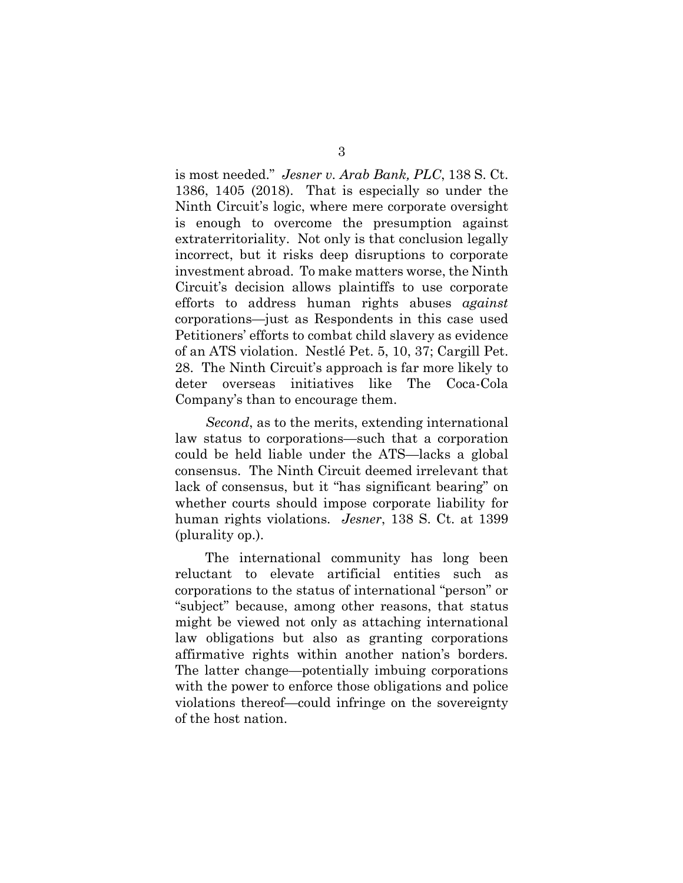is most needed." *Jesner v. Arab Bank, PLC*, 138 S. Ct. 1386, 1405 (2018). That is especially so under the Ninth Circuit's logic, where mere corporate oversight is enough to overcome the presumption against extraterritoriality. Not only is that conclusion legally incorrect, but it risks deep disruptions to corporate investment abroad. To make matters worse, the Ninth Circuit's decision allows plaintiffs to use corporate efforts to address human rights abuses *against* corporations—just as Respondents in this case used Petitioners' efforts to combat child slavery as evidence of an ATS violation. Nestlé Pet. 5, 10, 37; Cargill Pet. 28. The Ninth Circuit's approach is far more likely to deter overseas initiatives like The Coca-Cola Company's than to encourage them.

*Second*, as to the merits, extending international law status to corporations—such that a corporation could be held liable under the ATS—lacks a global consensus. The Ninth Circuit deemed irrelevant that lack of consensus, but it "has significant bearing" on whether courts should impose corporate liability for human rights violations. *Jesner*, 138 S. Ct. at 1399 (plurality op.).

The international community has long been reluctant to elevate artificial entities such as corporations to the status of international "person" or "subject" because, among other reasons, that status might be viewed not only as attaching international law obligations but also as granting corporations affirmative rights within another nation's borders. The latter change—potentially imbuing corporations with the power to enforce those obligations and police violations thereof—could infringe on the sovereignty of the host nation.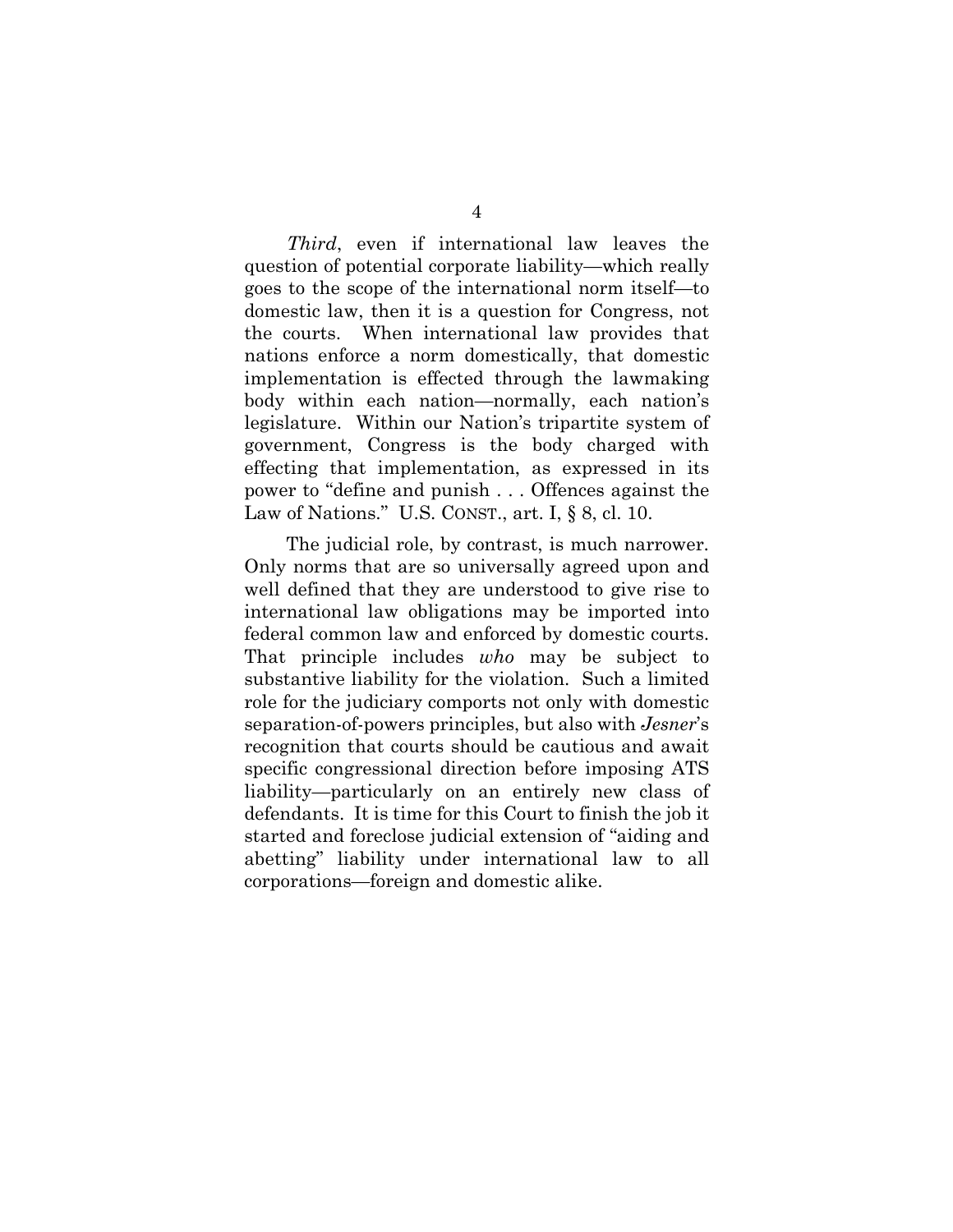*Third*, even if international law leaves the question of potential corporate liability—which really goes to the scope of the international norm itself—to domestic law, then it is a question for Congress, not the courts. When international law provides that nations enforce a norm domestically, that domestic implementation is effected through the lawmaking body within each nation—normally, each nation's legislature. Within our Nation's tripartite system of government, Congress is the body charged with effecting that implementation, as expressed in its power to "define and punish . . . Offences against the Law of Nations." U.S. CONST., art. I, § 8, cl. 10.

The judicial role, by contrast, is much narrower. Only norms that are so universally agreed upon and well defined that they are understood to give rise to international law obligations may be imported into federal common law and enforced by domestic courts. That principle includes *who* may be subject to substantive liability for the violation. Such a limited role for the judiciary comports not only with domestic separation-of-powers principles, but also with *Jesner*'s recognition that courts should be cautious and await specific congressional direction before imposing ATS liability—particularly on an entirely new class of defendants. It is time for this Court to finish the job it started and foreclose judicial extension of "aiding and abetting" liability under international law to all corporations—foreign and domestic alike.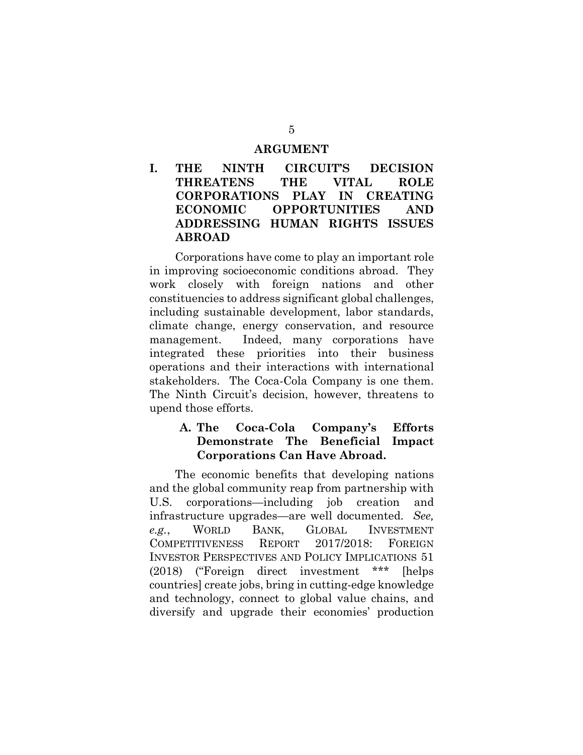## ARGUMENT

### I. THE NINTH CIRCUIT'S DECISION THREATENS THE VITAL ROLE CORPORATIONS PLAY IN CREATING ECONOMIC OPPORTUNITIES AND ADDRESSING HUMAN RIGHTS ISSUES ABROAD

Corporations have come to play an important role in improving socioeconomic conditions abroad. They work closely with foreign nations and other constituencies to address significant global challenges, including sustainable development, labor standards, climate change, energy conservation, and resource management. Indeed, many corporations have integrated these priorities into their business operations and their interactions with international stakeholders. The Coca-Cola Company is one them. The Ninth Circuit's decision, however, threatens to upend those efforts.

#### A. The Coca-Cola Company's Efforts Demonstrate The Beneficial Impact Corporations Can Have Abroad.

The economic benefits that developing nations and the global community reap from partnership with U.S. corporations—including job creation and infrastructure upgrades—are well documented. *See, e.g.*, WORLD BANK, GLOBAL INVESTMENT COMPETITIVENESS REPORT 2017/2018: FOREIGN INVESTOR PERSPECTIVES AND POLICY IMPLICATIONS 51 (2018) ("Foreign direct investment *** [helps countries] create jobs, bring in cutting-edge knowledge and technology, connect to global value chains, and diversify and upgrade their economies' production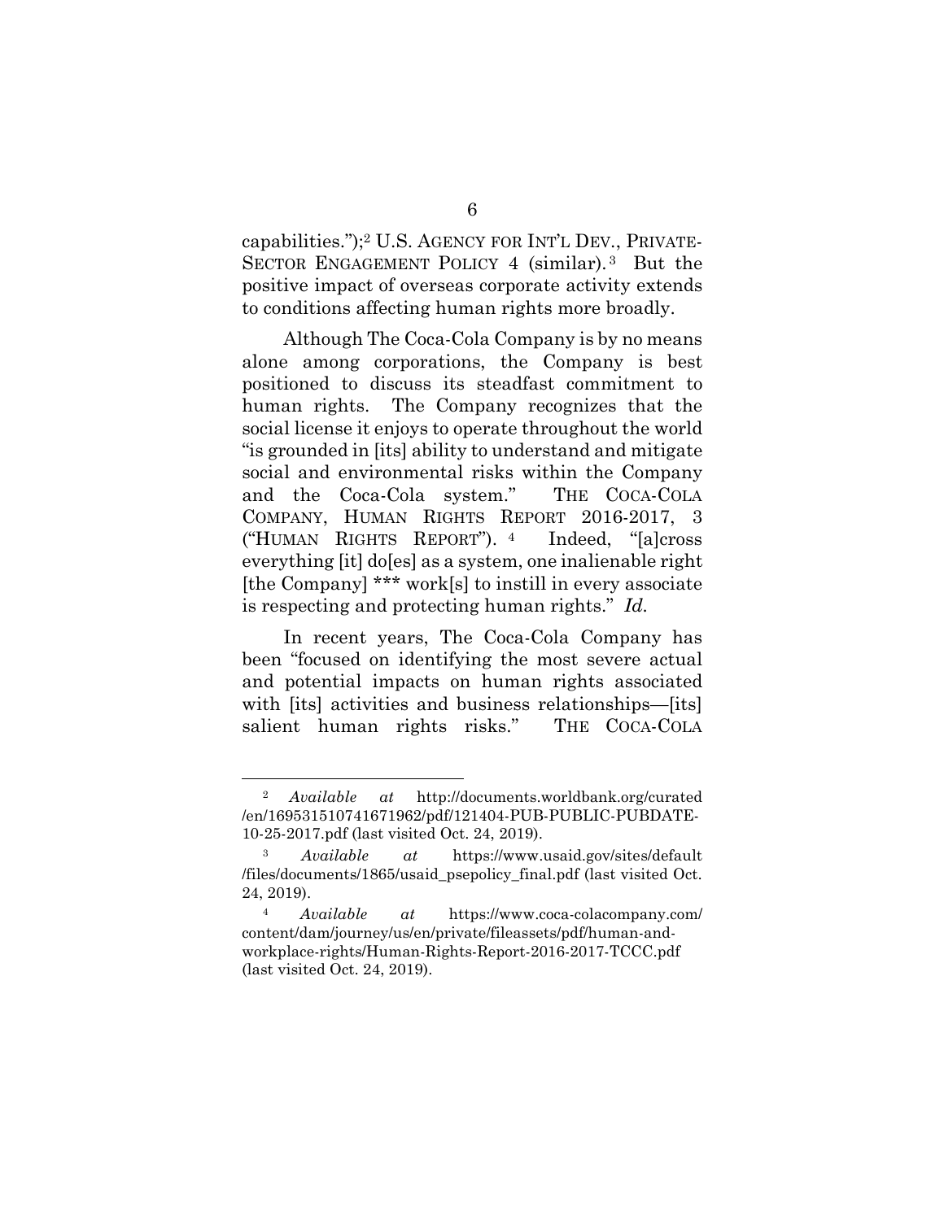capabilities.");[2] U.S. AGENCY FOR INT'L DEV., PRIVATE-SECTOR ENGAGEMENT POLICY 4 (similar).[3] But the positive impact of overseas corporate activity extends to conditions affecting human rights more broadly.

Although The Coca-Cola Company is by no means alone among corporations, the Company is best positioned to discuss its steadfast commitment to human rights. The Company recognizes that the social license it enjoys to operate throughout the world "is grounded in [its] ability to understand and mitigate social and environmental risks within the Company and the Coca-Cola system." THE COCA-COLA COMPANY, HUMAN RIGHTS REPORT 2016-2017, 3 ("HUMAN RIGHTS REPORT").[4] Indeed, "[a]cross everything [it] do[es] as a system, one inalienable right [the Company] *** work[s] to instill in every associate is respecting and protecting human rights." *Id.*

In recent years, The Coca-Cola Company has been "focused on identifying the most severe actual and potential impacts on human rights associated with [its] activities and business relationships—[its] salient human rights risks." THE COCA-COLA

---

[2] *Available at* http://documents.worldbank.org/curated/en/169531510741671962/pdf/121404-PUB-PUBLIC-PUBDATE-10-25-2017.pdf (last visited Oct. 24, 2019).

[3] *Available at* https://www.usaid.gov/sites/default/files/documents/1865/usaid_psepolicy_final.pdf (last visited Oct. 24, 2019).

[4] *Available at* https://www.coca-colacompany.com/content/dam/journey/us/en/private/fileassets/pdf/human-and-workplace-rights/Human-Rights-Report-2016-2017-TCCC.pdf (last visited Oct. 24, 2019).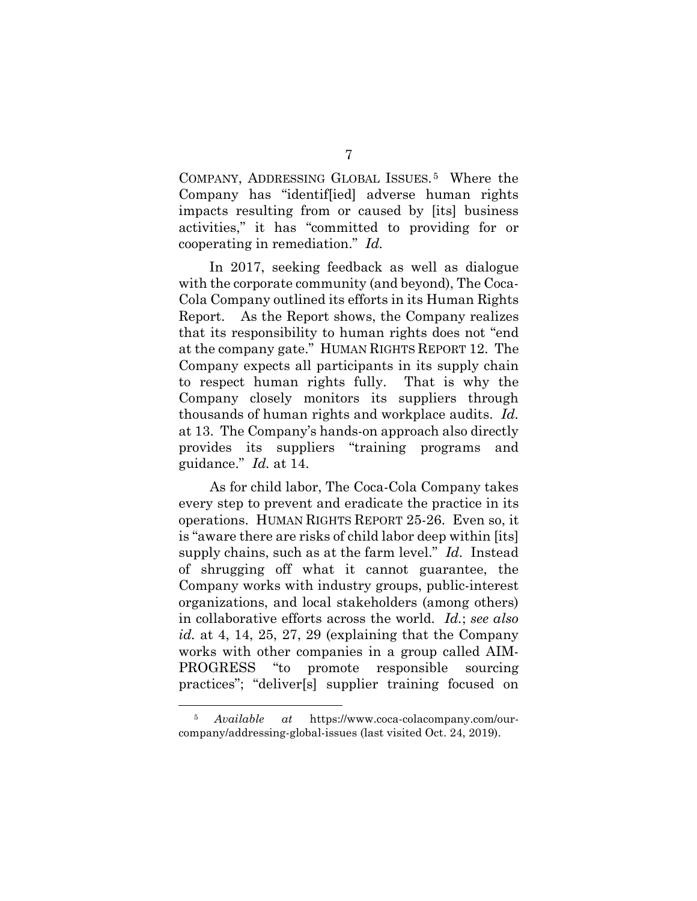COMPANY, ADDRESSING GLOBAL ISSUES.[5] Where the Company has "identif[ied] adverse human rights impacts resulting from or caused by [its] business activities," it has "committed to providing for or cooperating in remediation." *Id.*

In 2017, seeking feedback as well as dialogue with the corporate community (and beyond), The Coca-Cola Company outlined its efforts in its Human Rights Report. As the Report shows, the Company realizes that its responsibility to human rights does not "end at the company gate." HUMAN RIGHTS REPORT 12. The Company expects all participants in its supply chain to respect human rights fully. That is why the Company closely monitors its suppliers through thousands of human rights and workplace audits. *Id.* at 13. The Company's hands-on approach also directly provides its suppliers "training programs and guidance." *Id.* at 14.

As for child labor, The Coca-Cola Company takes every step to prevent and eradicate the practice in its operations. HUMAN RIGHTS REPORT 25-26. Even so, it is "aware there are risks of child labor deep within [its] supply chains, such as at the farm level." *Id.* Instead of shrugging off what it cannot guarantee, the Company works with industry groups, public-interest organizations, and local stakeholders (among others) in collaborative efforts across the world. *Id.*; *see also id.* at 4, 14, 25, 27, 29 (explaining that the Company works with other companies in a group called AIM-PROGRESS "to promote responsible sourcing practices"; "deliver[s] supplier training focused on

[5] *Available at* https://www.coca-colacompany.com/our-company/addressing-global-issues (last visited Oct. 24, 2019).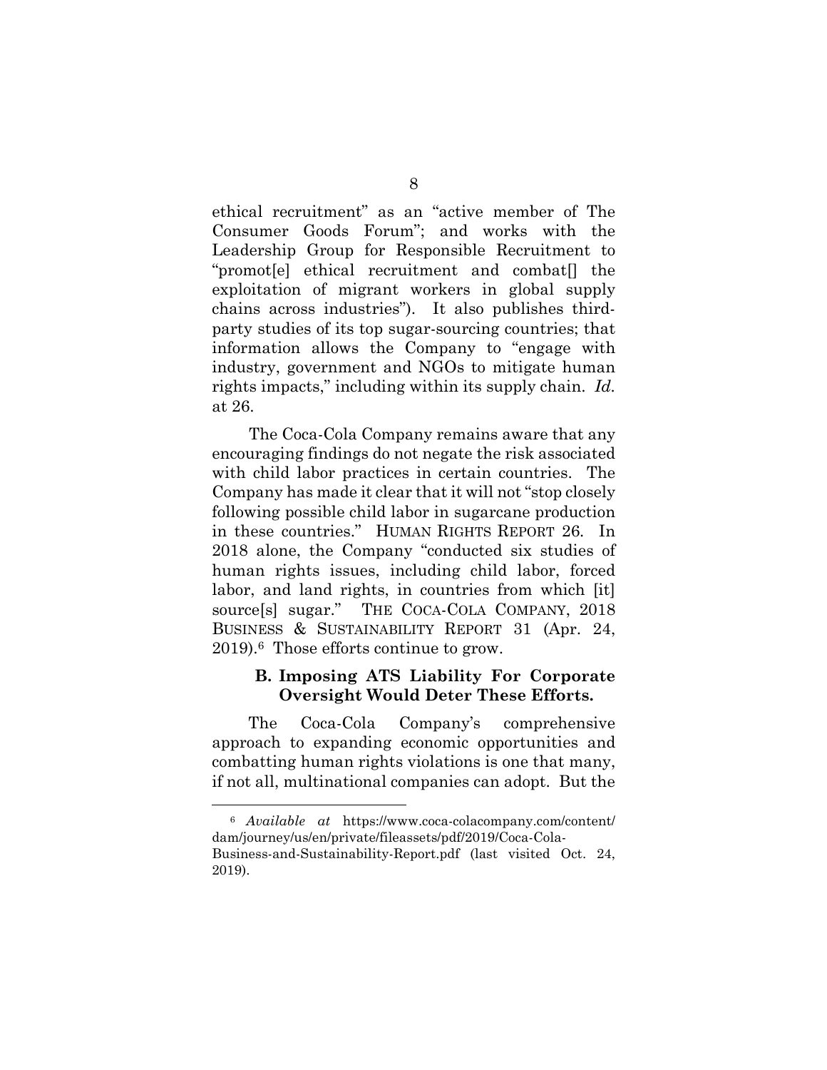ethical recruitment" as an "active member of The Consumer Goods Forum"; and works with the Leadership Group for Responsible Recruitment to "promot[e] ethical recruitment and combat[] the exploitation of migrant workers in global supply chains across industries"). It also publishes third-party studies of its top sugar-sourcing countries; that information allows the Company to "engage with industry, government and NGOs to mitigate human rights impacts," including within its supply chain. *Id.* at 26.

The Coca-Cola Company remains aware that any encouraging findings do not negate the risk associated with child labor practices in certain countries. The Company has made it clear that it will not "stop closely following possible child labor in sugarcane production in these countries." HUMAN RIGHTS REPORT 26. In 2018 alone, the Company "conducted six studies of human rights issues, including child labor, forced labor, and land rights, in countries from which [it] source[s] sugar." THE COCA-COLA COMPANY, 2018 BUSINESS & SUSTAINABILITY REPORT 31 (Apr. 24, 2019).[6] Those efforts continue to grow.

### B. Imposing ATS Liability For Corporate Oversight Would Deter These Efforts.

The Coca-Cola Company's comprehensive approach to expanding economic opportunities and combatting human rights violations is one that many, if not all, multinational companies can adopt. But the

---

[6] *Available at* https://www.coca-colacompany.com/content/dam/journey/us/en/private/fileassets/pdf/2019/Coca-Cola-Business-and-Sustainability-Report.pdf (last visited Oct. 24, 2019).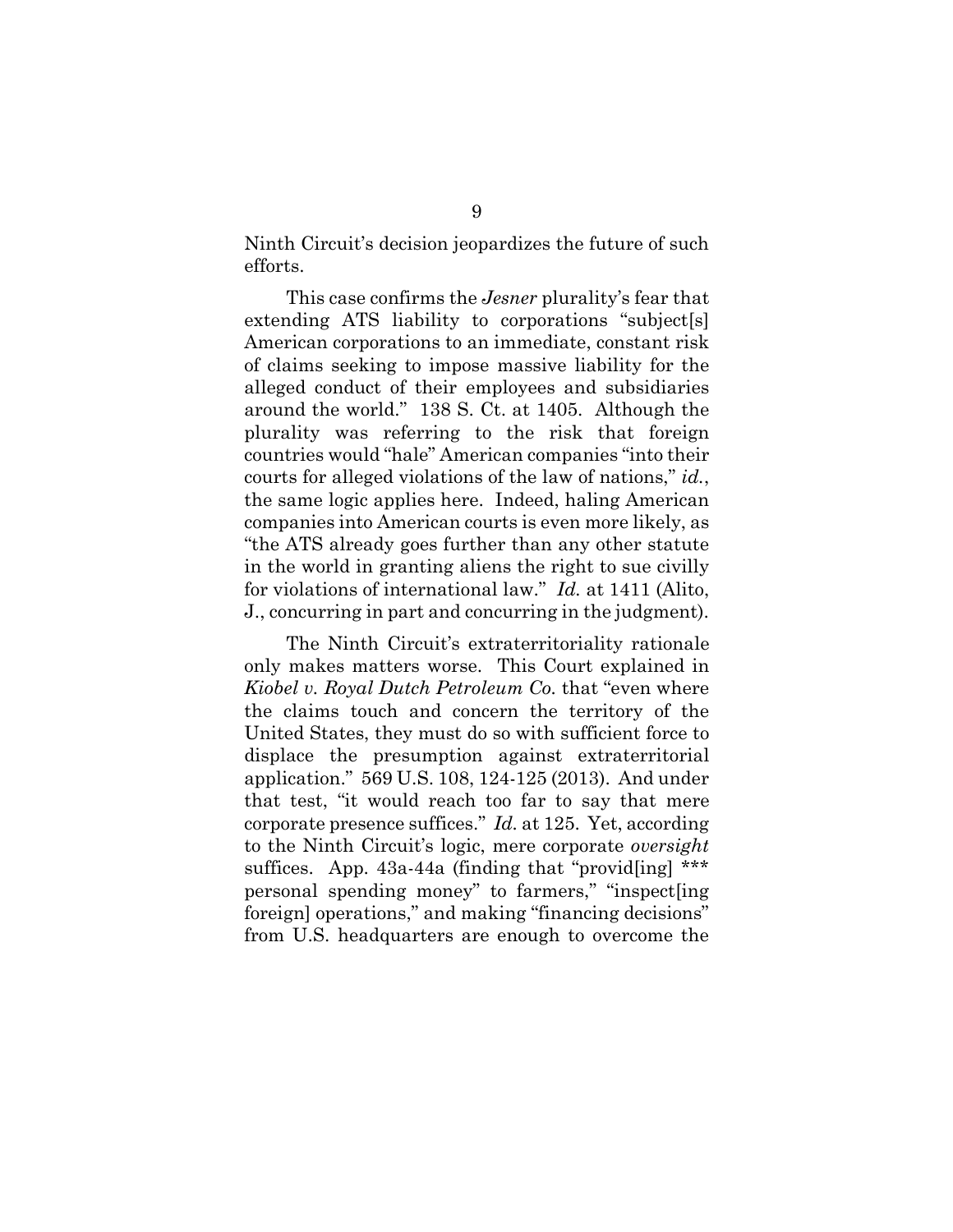Ninth Circuit's decision jeopardizes the future of such efforts.

This case confirms the *Jesner* plurality's fear that extending ATS liability to corporations "subject[s] American corporations to an immediate, constant risk of claims seeking to impose massive liability for the alleged conduct of their employees and subsidiaries around the world." 138 S. Ct. at 1405. Although the plurality was referring to the risk that foreign countries would "hale" American companies "into their courts for alleged violations of the law of nations," *id.*, the same logic applies here. Indeed, haling American companies into American courts is even more likely, as "the ATS already goes further than any other statute in the world in granting aliens the right to sue civilly for violations of international law." *Id.* at 1411 (Alito, J., concurring in part and concurring in the judgment).

The Ninth Circuit's extraterritoriality rationale only makes matters worse. This Court explained in *Kiobel v. Royal Dutch Petroleum Co.* that "even where the claims touch and concern the territory of the United States, they must do so with sufficient force to displace the presumption against extraterritorial application." 569 U.S. 108, 124-125 (2013). And under that test, "it would reach too far to say that mere corporate presence suffices." *Id.* at 125. Yet, according to the Ninth Circuit's logic, mere corporate *oversight* suffices. App. 43a-44a (finding that "provid[ing] *** personal spending money" to farmers," "inspect[ing foreign] operations," and making "financing decisions" from U.S. headquarters are enough to overcome the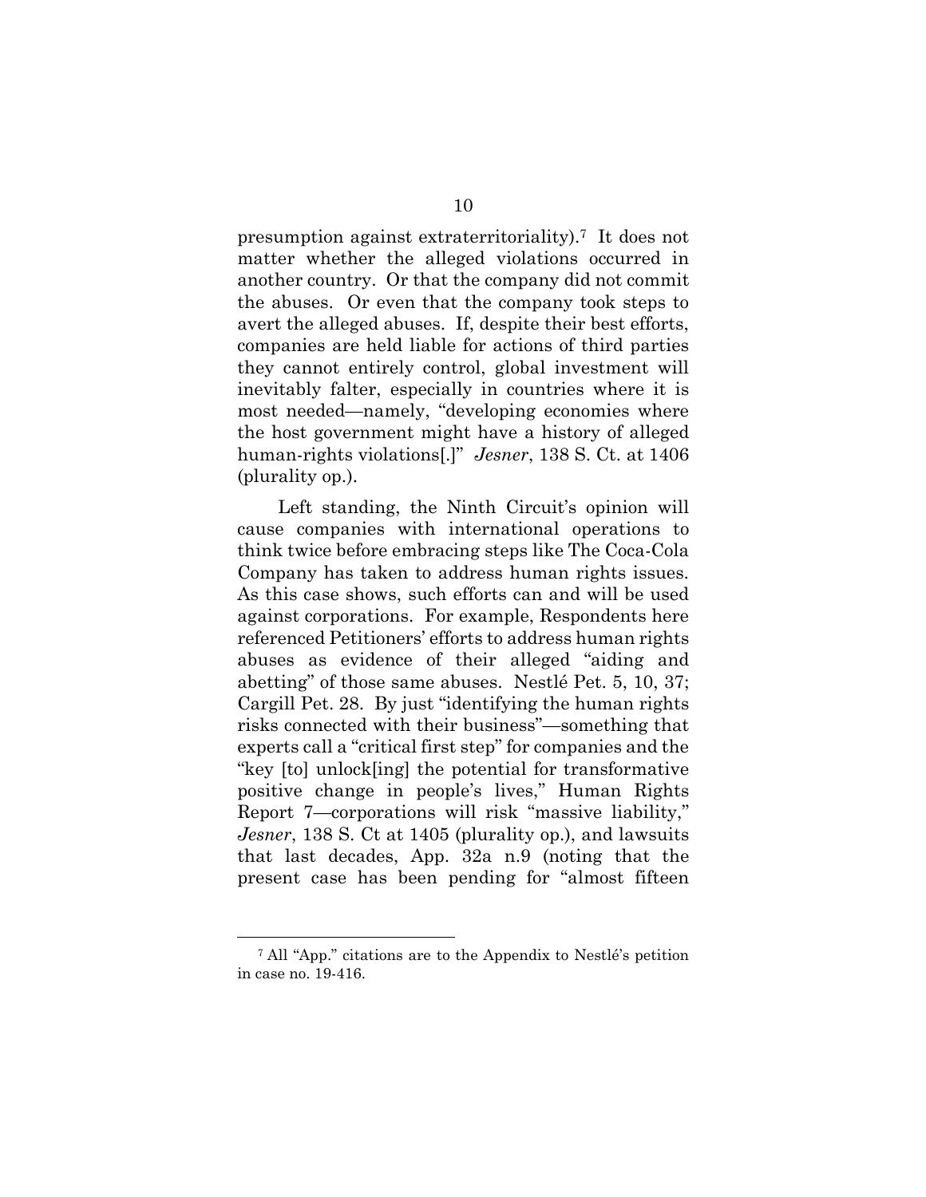presumption against extraterritoriality).[7] It does not matter whether the alleged violations occurred in another country. Or that the company did not commit the abuses. Or even that the company took steps to avert the alleged abuses. If, despite their best efforts, companies are held liable for actions of third parties they cannot entirely control, global investment will inevitably falter, especially in countries where it is most needed—namely, "developing economies where the host government might have a history of alleged human-rights violations[.]" *Jesner*, 138 S. Ct. at 1406 (plurality op.).

Left standing, the Ninth Circuit's opinion will cause companies with international operations to think twice before embracing steps like The Coca-Cola Company has taken to address human rights issues. As this case shows, such efforts can and will be used against corporations. For example, Respondents here referenced Petitioners' efforts to address human rights abuses as evidence of their alleged "aiding and abetting" of those same abuses. Nestlé Pet. 5, 10, 37; Cargill Pet. 28. By just "identifying the human rights risks connected with their business"—something that experts call a "critical first step" for companies and the "key [to] unlock[ing] the potential for transformative positive change in people's lives," Human Rights Report 7—corporations will risk "massive liability," *Jesner*, 138 S. Ct at 1405 (plurality op.), and lawsuits that last decades, App. 32a n.9 (noting that the present case has been pending for "almost fifteen

---

[7] All "App." citations are to the Appendix to Nestlé's petition in case no. 19-416.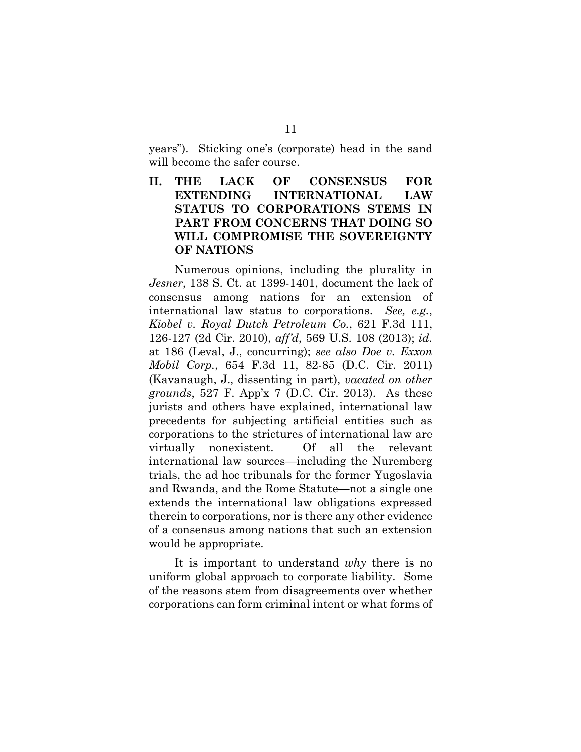years"). Sticking one's (corporate) head in the sand will become the safer course.

## II. THE LACK OF CONSENSUS FOR EXTENDING INTERNATIONAL LAW STATUS TO CORPORATIONS STEMS IN PART FROM CONCERNS THAT DOING SO WILL COMPROMISE THE SOVEREIGNTY OF NATIONS

Numerous opinions, including the plurality in *Jesner*, 138 S. Ct. at 1399-1401, document the lack of consensus among nations for an extension of international law status to corporations. *See, e.g.*, *Kiobel v. Royal Dutch Petroleum Co.*, 621 F.3d 111, 126-127 (2d Cir. 2010), *aff'd*, 569 U.S. 108 (2013); *id.* at 186 (Leval, J., concurring); *see also Doe v. Exxon Mobil Corp.*, 654 F.3d 11, 82-85 (D.C. Cir. 2011) (Kavanaugh, J., dissenting in part), *vacated on other grounds*, 527 F. App'x 7 (D.C. Cir. 2013). As these jurists and others have explained, international law precedents for subjecting artificial entities such as corporations to the strictures of international law are virtually nonexistent. Of all the relevant international law sources—including the Nuremberg trials, the ad hoc tribunals for the former Yugoslavia and Rwanda, and the Rome Statute—not a single one extends the international law obligations expressed therein to corporations, nor is there any other evidence of a consensus among nations that such an extension would be appropriate.

It is important to understand *why* there is no uniform global approach to corporate liability. Some of the reasons stem from disagreements over whether corporations can form criminal intent or what forms of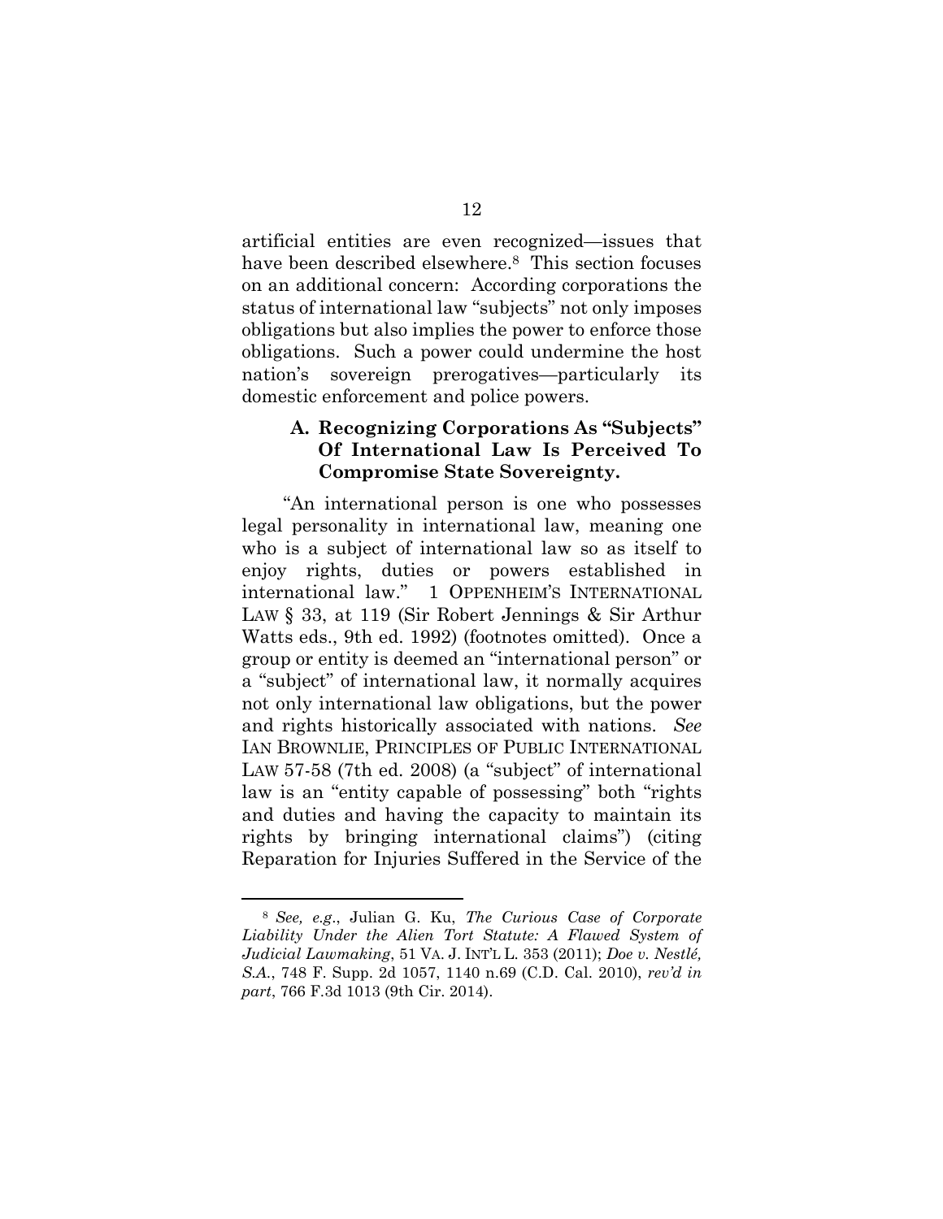artificial entities are even recognized—issues that have been described elsewhere.[8] This section focuses on an additional concern: According corporations the status of international law "subjects" not only imposes obligations but also implies the power to enforce those obligations. Such a power could undermine the host nation's sovereign prerogatives—particularly its domestic enforcement and police powers.

### A. Recognizing Corporations As "Subjects" Of International Law Is Perceived To Compromise State Sovereignty.

"An international person is one who possesses legal personality in international law, meaning one who is a subject of international law so as itself to enjoy rights, duties or powers established in international law." 1 OPPENHEIM'S INTERNATIONAL LAW § 33, at 119 (Sir Robert Jennings & Sir Arthur Watts eds., 9th ed. 1992) (footnotes omitted). Once a group or entity is deemed an "international person" or a "subject" of international law, it normally acquires not only international law obligations, but the power and rights historically associated with nations. *See* IAN BROWNLIE, PRINCIPLES OF PUBLIC INTERNATIONAL LAW 57-58 (7th ed. 2008) (a "subject" of international law is an "entity capable of possessing" both "rights and duties and having the capacity to maintain its rights by bringing international claims") (citing Reparation for Injuries Suffered in the Service of the

---

[8] *See, e.g.*, Julian G. Ku, *The Curious Case of Corporate Liability Under the Alien Tort Statute: A Flawed System of Judicial Lawmaking*, 51 VA. J. INT'L L. 353 (2011); *Doe v. Nestlé, S.A.*, 748 F. Supp. 2d 1057, 1140 n.69 (C.D. Cal. 2010), *rev'd in part*, 766 F.3d 1013 (9th Cir. 2014).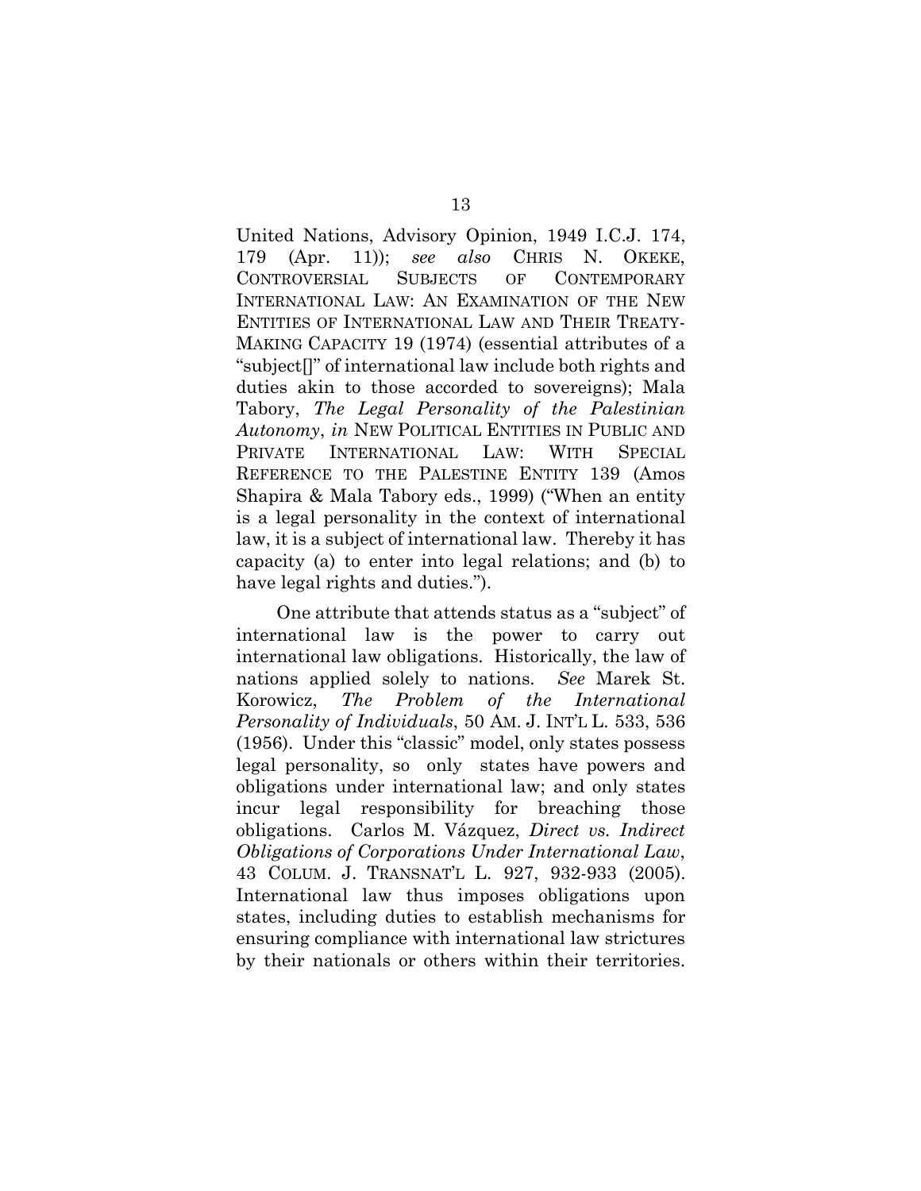United Nations, Advisory Opinion, 1949 I.C.J. 174, 179 (Apr. 11)); *see also* CHRIS N. OKEKE, CONTROVERSIAL SUBJECTS OF CONTEMPORARY INTERNATIONAL LAW: AN EXAMINATION OF THE NEW ENTITIES OF INTERNATIONAL LAW AND THEIR TREATY-MAKING CAPACITY 19 (1974) (essential attributes of a "subject[]" of international law include both rights and duties akin to those accorded to sovereigns); Mala Tabory, *The Legal Personality of the Palestinian Autonomy*, *in* NEW POLITICAL ENTITIES IN PUBLIC AND PRIVATE INTERNATIONAL LAW: WITH SPECIAL REFERENCE TO THE PALESTINE ENTITY 139 (Amos Shapira & Mala Tabory eds., 1999) ("When an entity is a legal personality in the context of international law, it is a subject of international law. Thereby it has capacity (a) to enter into legal relations; and (b) to have legal rights and duties.").

One attribute that attends status as a "subject" of international law is the power to carry out international law obligations. Historically, the law of nations applied solely to nations. *See* Marek St. Korowicz, *The Problem of the International Personality of Individuals*, 50 AM. J. INT'L L. 533, 536 (1956). Under this "classic" model, only states possess legal personality, so only states have powers and obligations under international law; and only states incur legal responsibility for breaching those obligations. Carlos M. Vázquez, *Direct vs. Indirect Obligations of Corporations Under International Law*, 43 COLUM. J. TRANSNAT'L L. 927, 932-933 (2005). International law thus imposes obligations upon states, including duties to establish mechanisms for ensuring compliance with international law strictures by their nationals or others within their territories.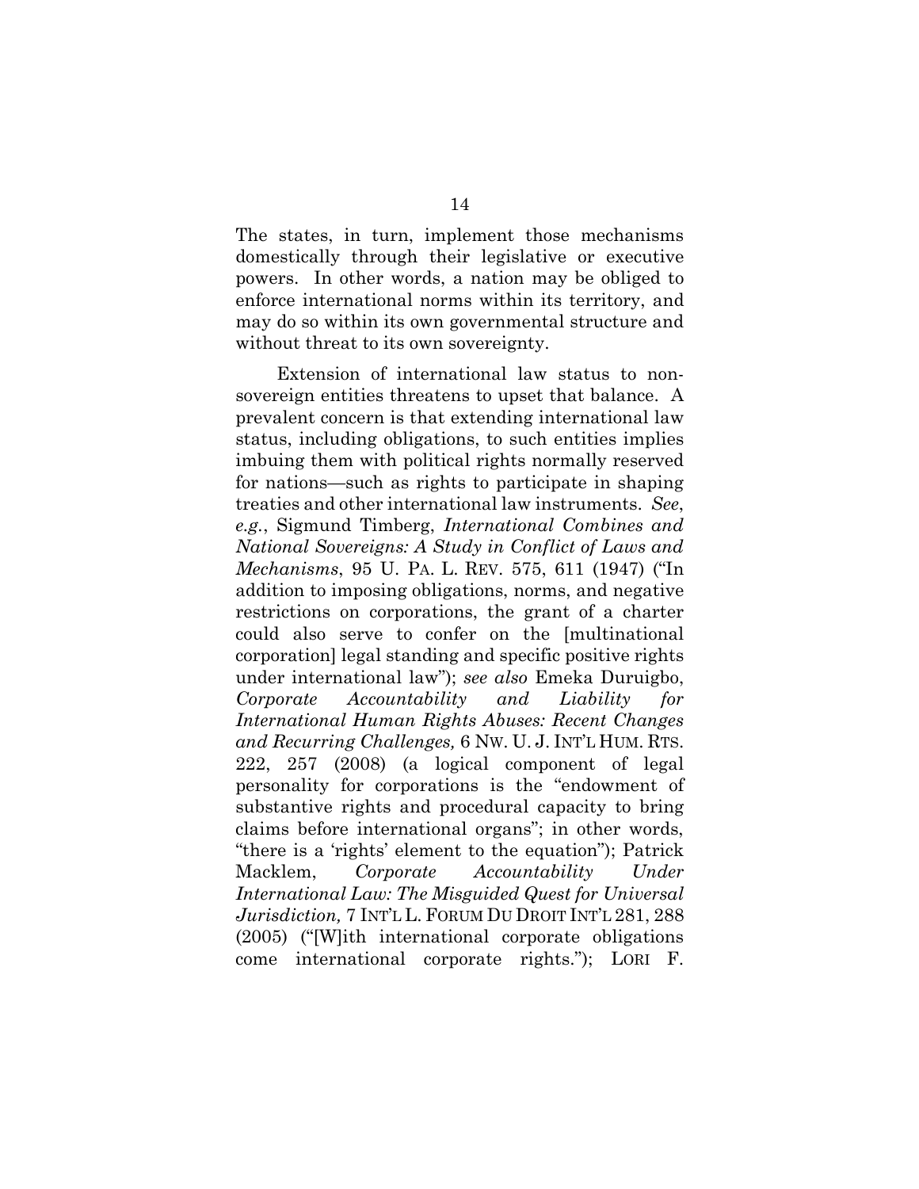The states, in turn, implement those mechanisms domestically through their legislative or executive powers. In other words, a nation may be obliged to enforce international norms within its territory, and may do so within its own governmental structure and without threat to its own sovereignty.

Extension of international law status to non-sovereign entities threatens to upset that balance. A prevalent concern is that extending international law status, including obligations, to such entities implies imbuing them with political rights normally reserved for nations—such as rights to participate in shaping treaties and other international law instruments. *See, e.g.*, Sigmund Timberg, *International Combines and National Sovereigns: A Study in Conflict of Laws and Mechanisms*, 95 U. PA. L. REV. 575, 611 (1947) ("In addition to imposing obligations, norms, and negative restrictions on corporations, the grant of a charter could also serve to confer on the [multinational corporation] legal standing and specific positive rights under international law"); *see also* Emeka Duruigbo, *Corporate Accountability and Liability for International Human Rights Abuses: Recent Changes and Recurring Challenges,* 6 NW. U. J. INT'L HUM. RTS. 222, 257 (2008) (a logical component of legal personality for corporations is the "endowment of substantive rights and procedural capacity to bring claims before international organs"; in other words, "there is a 'rights' element to the equation"); Patrick Macklem, *Corporate Accountability Under International Law: The Misguided Quest for Universal Jurisdiction,* 7 INT'L L. FORUM DU DROIT INT'L 281, 288 (2005) ("[W]ith international corporate obligations come international corporate rights."); LORI F.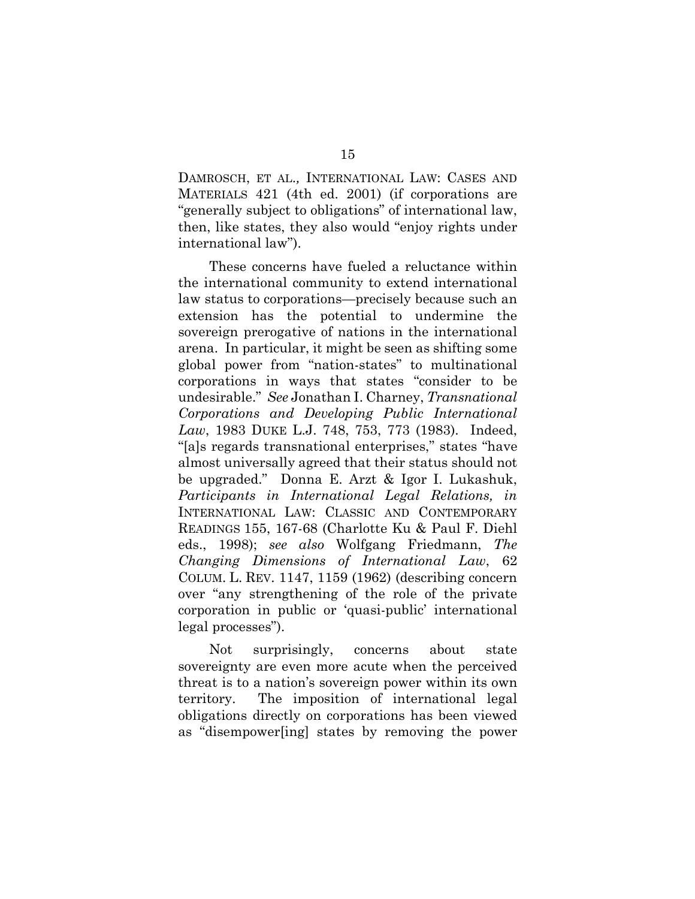DAMROSCH, ET AL., INTERNATIONAL LAW: CASES AND MATERIALS 421 (4th ed. 2001) (if corporations are "generally subject to obligations" of international law, then, like states, they also would "enjoy rights under international law").

These concerns have fueled a reluctance within the international community to extend international law status to corporations—precisely because such an extension has the potential to undermine the sovereign prerogative of nations in the international arena. In particular, it might be seen as shifting some global power from "nation-states" to multinational corporations in ways that states "consider to be undesirable." *See* Jonathan I. Charney, *Transnational Corporations and Developing Public International Law*, 1983 DUKE L.J. 748, 753, 773 (1983). Indeed, "[a]s regards transnational enterprises," states "have almost universally agreed that their status should not be upgraded." Donna E. Arzt & Igor I. Lukashuk, *Participants in International Legal Relations, in* INTERNATIONAL LAW: CLASSIC AND CONTEMPORARY READINGS 155, 167-68 (Charlotte Ku & Paul F. Diehl eds., 1998); *see also* Wolfgang Friedmann, *The Changing Dimensions of International Law*, 62 COLUM. L. REV. 1147, 1159 (1962) (describing concern over "any strengthening of the role of the private corporation in public or 'quasi-public' international legal processes").

Not surprisingly, concerns about state sovereignty are even more acute when the perceived threat is to a nation's sovereign power within its own territory. The imposition of international legal obligations directly on corporations has been viewed as "disempower[ing] states by removing the power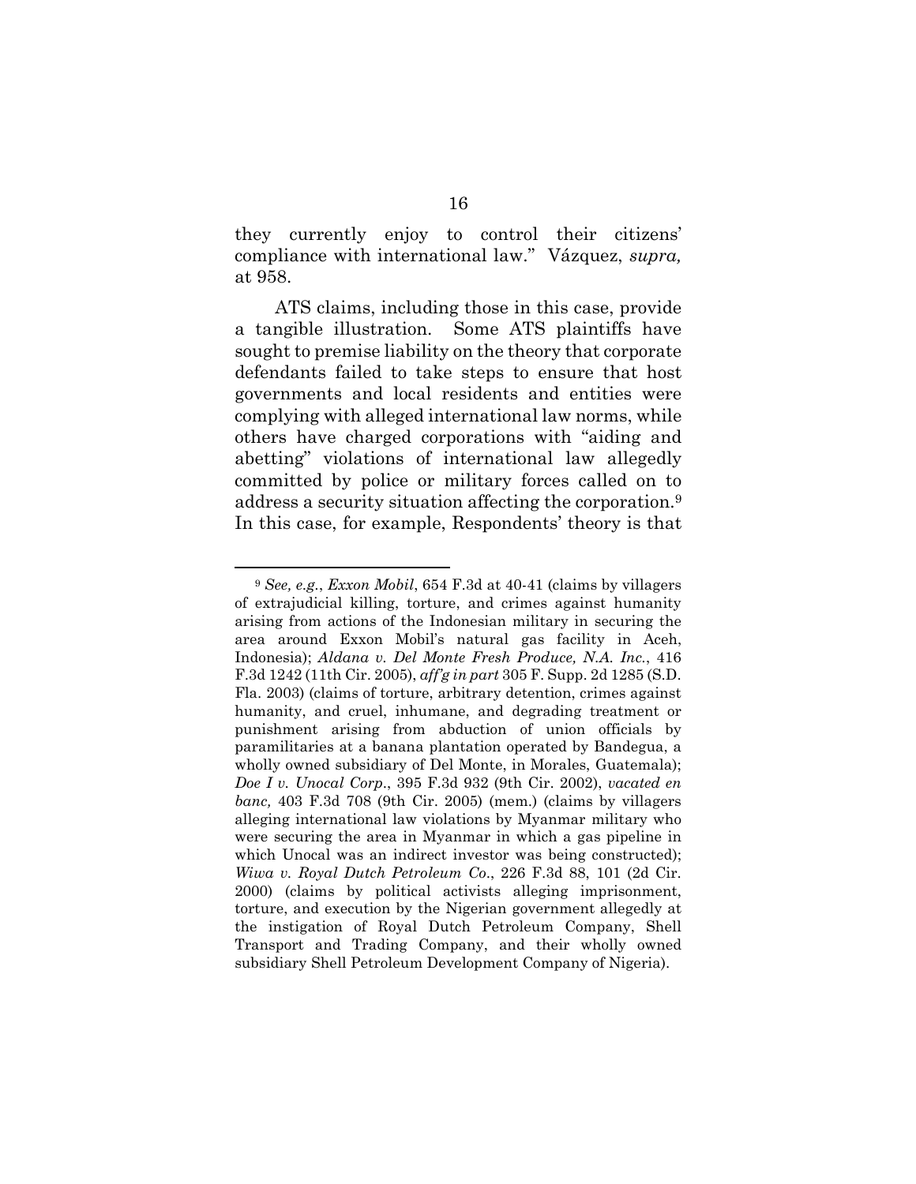they currently enjoy to control their citizens' compliance with international law." Vázquez, *supra,* at 958.

ATS claims, including those in this case, provide a tangible illustration. Some ATS plaintiffs have sought to premise liability on the theory that corporate defendants failed to take steps to ensure that host governments and local residents and entities were complying with alleged international law norms, while others have charged corporations with "aiding and abetting" violations of international law allegedly committed by police or military forces called on to address a security situation affecting the corporation.[9] In this case, for example, Respondents' theory is that

---

[9] *See, e.g.*, *Exxon Mobil*, 654 F.3d at 40-41 (claims by villagers of extrajudicial killing, torture, and crimes against humanity arising from actions of the Indonesian military in securing the area around Exxon Mobil's natural gas facility in Aceh, Indonesia); *Aldana v. Del Monte Fresh Produce, N.A. Inc.*, 416 F.3d 1242 (11th Cir. 2005), *aff'g in part* 305 F. Supp. 2d 1285 (S.D. Fla. 2003) (claims of torture, arbitrary detention, crimes against humanity, and cruel, inhumane, and degrading treatment or punishment arising from abduction of union officials by paramilitaries at a banana plantation operated by Bandegua, a wholly owned subsidiary of Del Monte, in Morales, Guatemala); *Doe I v. Unocal Corp*., 395 F.3d 932 (9th Cir. 2002), *vacated en banc,* 403 F.3d 708 (9th Cir. 2005) (mem.) (claims by villagers alleging international law violations by Myanmar military who were securing the area in Myanmar in which a gas pipeline in which Unocal was an indirect investor was being constructed); *Wiwa v. Royal Dutch Petroleum Co*., 226 F.3d 88, 101 (2d Cir. 2000) (claims by political activists alleging imprisonment, torture, and execution by the Nigerian government allegedly at the instigation of Royal Dutch Petroleum Company, Shell Transport and Trading Company, and their wholly owned subsidiary Shell Petroleum Development Company of Nigeria).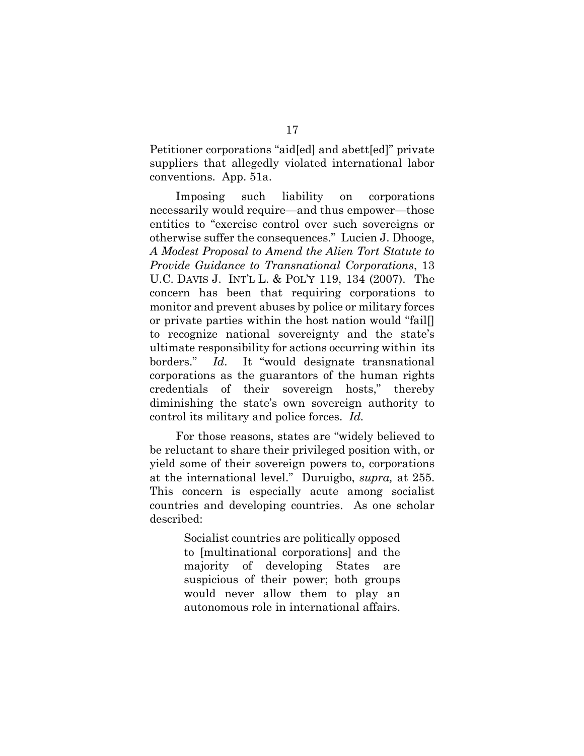Petitioner corporations "aid[ed] and abett[ed]" private suppliers that allegedly violated international labor conventions. App. 51a.

Imposing such liability on corporations necessarily would require—and thus empower—those entities to "exercise control over such sovereigns or otherwise suffer the consequences." Lucien J. Dhooge, *A Modest Proposal to Amend the Alien Tort Statute to Provide Guidance to Transnational Corporations*, 13 U.C. DAVIS J. INT'L L. & POL'Y 119, 134 (2007). The concern has been that requiring corporations to monitor and prevent abuses by police or military forces or private parties within the host nation would "fail[] to recognize national sovereignty and the state's ultimate responsibility for actions occurring within its borders." *Id*. It "would designate transnational corporations as the guarantors of the human rights credentials of their sovereign hosts," thereby diminishing the state's own sovereign authority to control its military and police forces. *Id.*

For those reasons, states are "widely believed to be reluctant to share their privileged position with, or yield some of their sovereign powers to, corporations at the international level." Duruigbo, *supra,* at 255. This concern is especially acute among socialist countries and developing countries. As one scholar described:

> Socialist countries are politically opposed to [multinational corporations] and the majority of developing States are suspicious of their power; both groups would never allow them to play an autonomous role in international affairs.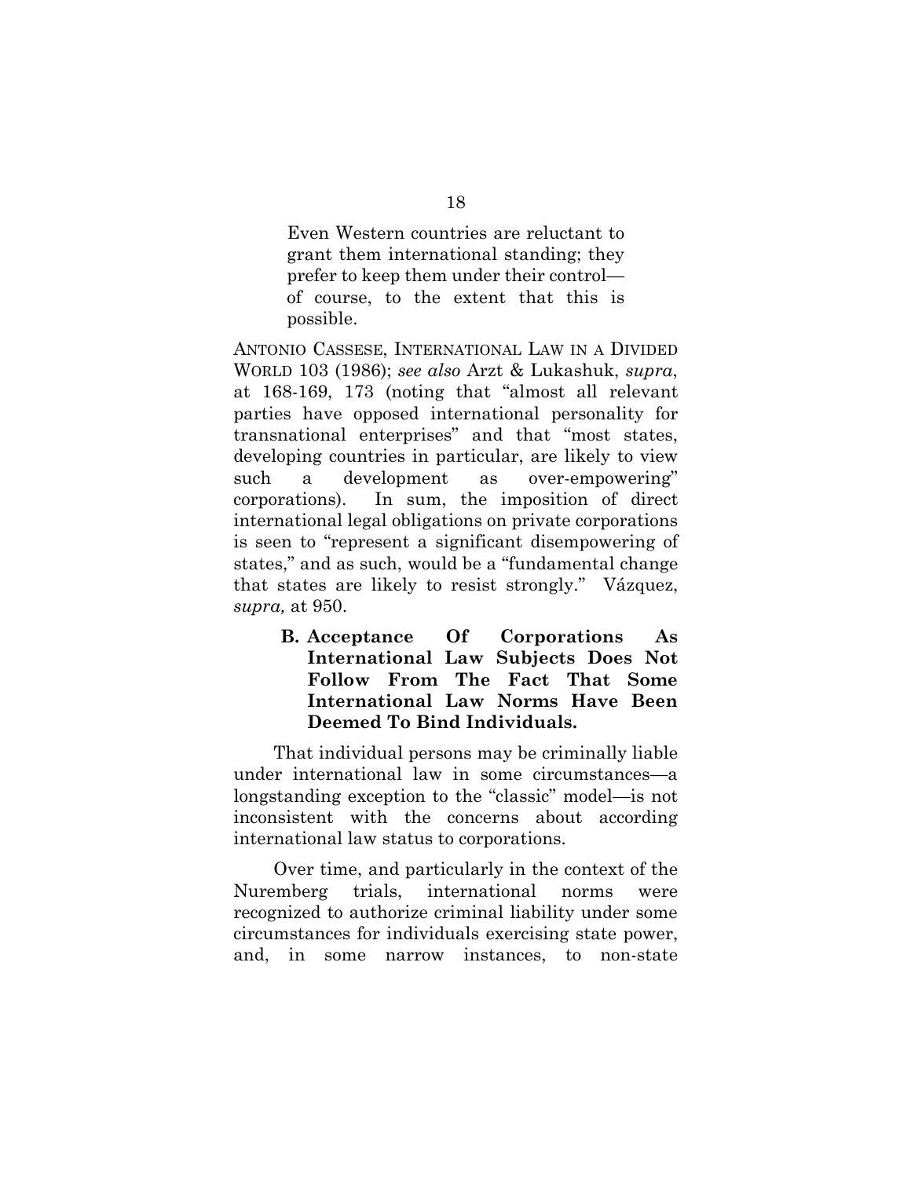> Even Western countries are reluctant to grant them international standing; they prefer to keep them under their control—of course, to the extent that this is possible.

ANTONIO CASSESE, INTERNATIONAL LAW IN A DIVIDED WORLD 103 (1986); *see also* Arzt & Lukashuk, *supra*, at 168-169, 173 (noting that "almost all relevant parties have opposed international personality for transnational enterprises" and that "most states, developing countries in particular, are likely to view such a development as over-empowering" corporations). In sum, the imposition of direct international legal obligations on private corporations is seen to "represent a significant disempowering of states," and as such, would be a "fundamental change that states are likely to resist strongly." Vázquez, *supra,* at 950.

### B. Acceptance Of Corporations As International Law Subjects Does Not Follow From The Fact That Some International Law Norms Have Been Deemed To Bind Individuals.

That individual persons may be criminally liable under international law in some circumstances—a longstanding exception to the "classic" model—is not inconsistent with the concerns about according international law status to corporations.

Over time, and particularly in the context of the Nuremberg trials, international norms were recognized to authorize criminal liability under some circumstances for individuals exercising state power, and, in some narrow instances, to non-state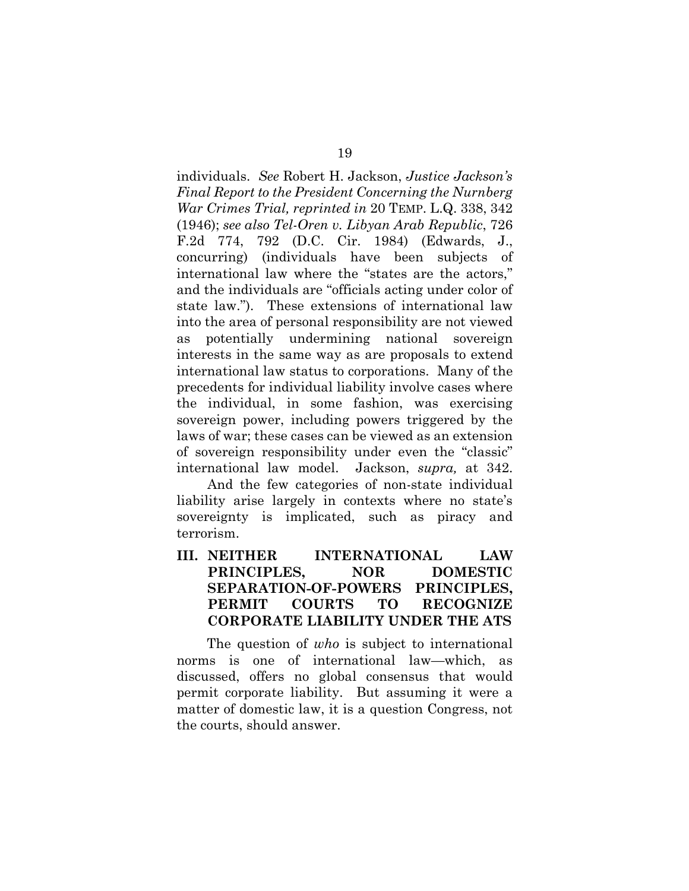individuals. *See* Robert H. Jackson, *Justice Jackson's Final Report to the President Concerning the Nurnberg War Crimes Trial, reprinted in* 20 TEMP. L.Q. 338, 342 (1946); *see also Tel-Oren v. Libyan Arab Republic*, 726 F.2d 774, 792 (D.C. Cir. 1984) (Edwards, J., concurring) (individuals have been subjects of international law where the "states are the actors," and the individuals are "officials acting under color of state law."). These extensions of international law into the area of personal responsibility are not viewed as potentially undermining national sovereign interests in the same way as are proposals to extend international law status to corporations. Many of the precedents for individual liability involve cases where the individual, in some fashion, was exercising sovereign power, including powers triggered by the laws of war; these cases can be viewed as an extension of sovereign responsibility under even the "classic" international law model. Jackson, *supra,* at 342.

And the few categories of non-state individual liability arise largely in contexts where no state's sovereignty is implicated, such as piracy and terrorism.

## III. NEITHER INTERNATIONAL LAW PRINCIPLES, NOR DOMESTIC SEPARATION-OF-POWERS PRINCIPLES, PERMIT COURTS TO RECOGNIZE CORPORATE LIABILITY UNDER THE ATS

The question of *who* is subject to international norms is one of international law—which, as discussed, offers no global consensus that would permit corporate liability. But assuming it were a matter of domestic law, it is a question Congress, not the courts, should answer.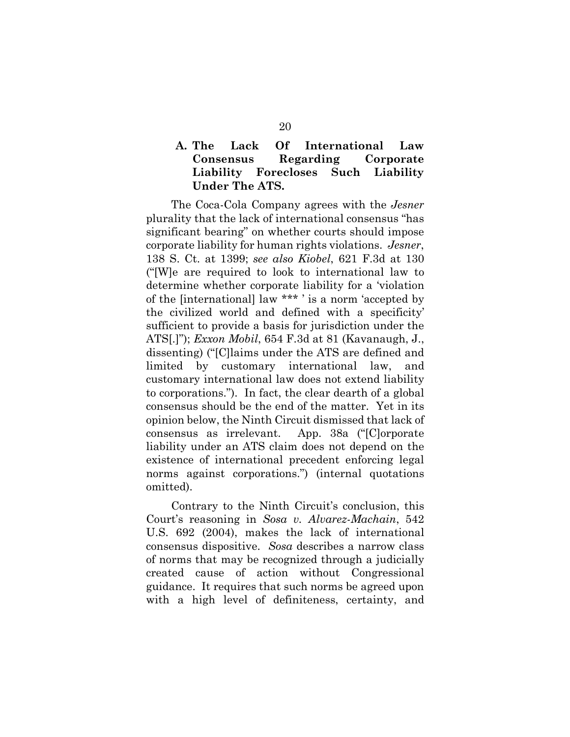### A. The Lack Of International Law Consensus Regarding Corporate Liability Forecloses Such Liability Under The ATS.

The Coca-Cola Company agrees with the *Jesner* plurality that the lack of international consensus "has significant bearing" on whether courts should impose corporate liability for human rights violations. *Jesner*, 138 S. Ct. at 1399; *see also Kiobel*, 621 F.3d at 130 ("[W]e are required to look to international law to determine whether corporate liability for a 'violation of the [international] law *** ' is a norm 'accepted by the civilized world and defined with a specificity' sufficient to provide a basis for jurisdiction under the ATS[.]"); *Exxon Mobil*, 654 F.3d at 81 (Kavanaugh, J., dissenting) ("[C]laims under the ATS are defined and limited by customary international law, and customary international law does not extend liability to corporations."). In fact, the clear dearth of a global consensus should be the end of the matter. Yet in its opinion below, the Ninth Circuit dismissed that lack of consensus as irrelevant. App. 38a ("[C]orporate liability under an ATS claim does not depend on the existence of international precedent enforcing legal norms against corporations.") (internal quotations omitted).

Contrary to the Ninth Circuit's conclusion, this Court's reasoning in *Sosa v. Alvarez-Machain*, 542 U.S. 692 (2004), makes the lack of international consensus dispositive. *Sosa* describes a narrow class of norms that may be recognized through a judicially created cause of action without Congressional guidance. It requires that such norms be agreed upon with a high level of definiteness, certainty, and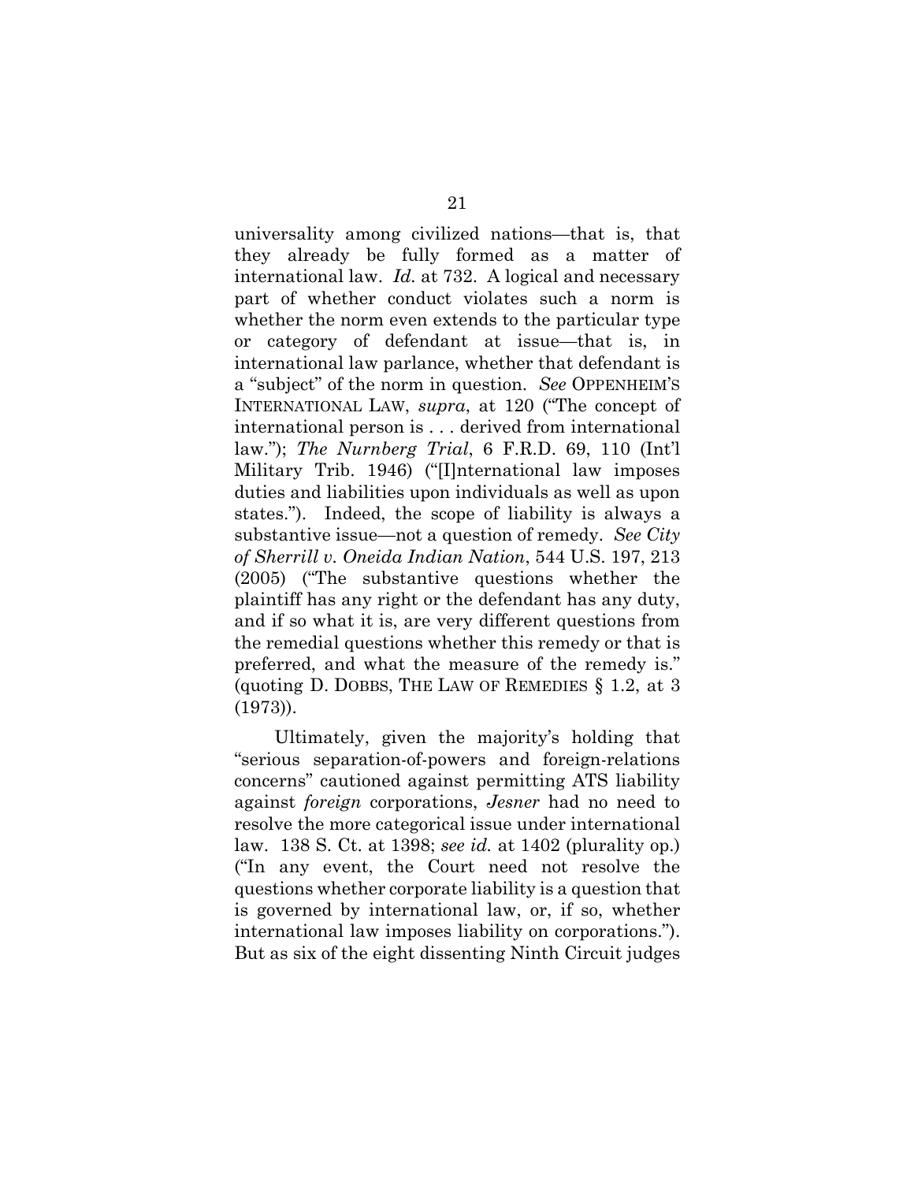universality among civilized nations—that is, that they already be fully formed as a matter of international law. *Id.* at 732. A logical and necessary part of whether conduct violates such a norm is whether the norm even extends to the particular type or category of defendant at issue—that is, in international law parlance, whether that defendant is a "subject" of the norm in question. *See* OPPENHEIM'S INTERNATIONAL LAW, *supra*, at 120 ("The concept of international person is . . . derived from international law."); *The Nurnberg Trial*, 6 F.R.D. 69, 110 (Int'l Military Trib. 1946) ("[I]nternational law imposes duties and liabilities upon individuals as well as upon states."). Indeed, the scope of liability is always a substantive issue—not a question of remedy. *See City of Sherrill v. Oneida Indian Nation*, 544 U.S. 197, 213 (2005) ("The substantive questions whether the plaintiff has any right or the defendant has any duty, and if so what it is, are very different questions from the remedial questions whether this remedy or that is preferred, and what the measure of the remedy is." (quoting D. DOBBS, THE LAW OF REMEDIES § 1.2, at 3 (1973)).

Ultimately, given the majority's holding that "serious separation-of-powers and foreign-relations concerns" cautioned against permitting ATS liability against *foreign* corporations, *Jesner* had no need to resolve the more categorical issue under international law. 138 S. Ct. at 1398; *see id.* at 1402 (plurality op.) ("In any event, the Court need not resolve the questions whether corporate liability is a question that is governed by international law, or, if so, whether international law imposes liability on corporations."). But as six of the eight dissenting Ninth Circuit judges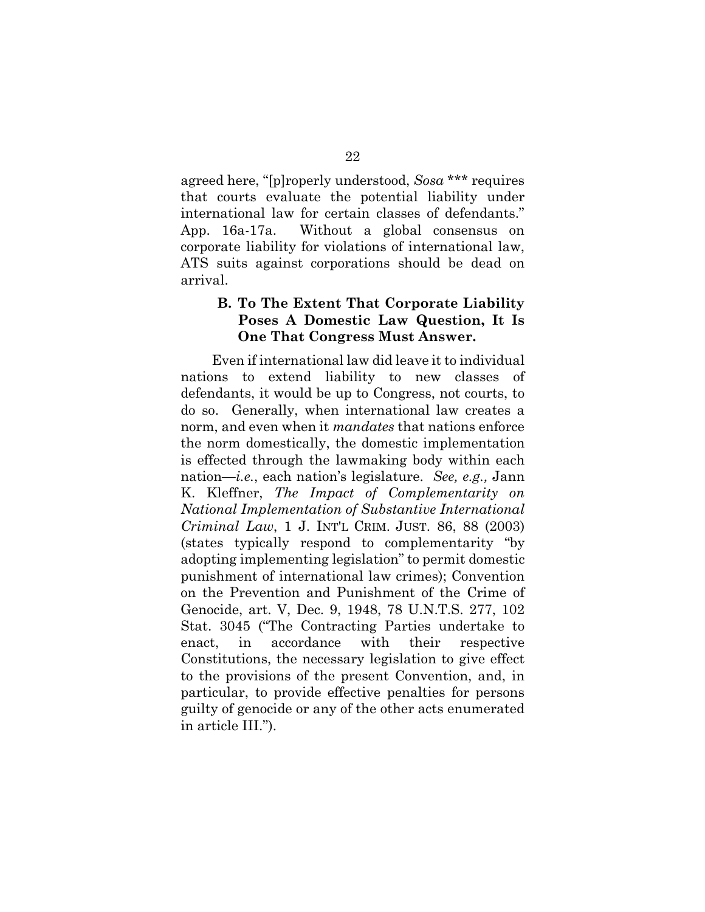agreed here, "[p]roperly understood, *Sosa* *** requires that courts evaluate the potential liability under international law for certain classes of defendants." App. 16a-17a. Without a global consensus on corporate liability for violations of international law, ATS suits against corporations should be dead on arrival.

### B. To The Extent That Corporate Liability Poses A Domestic Law Question, It Is One That Congress Must Answer.

Even if international law did leave it to individual nations to extend liability to new classes of defendants, it would be up to Congress, not courts, to do so. Generally, when international law creates a norm, and even when it *mandates* that nations enforce the norm domestically, the domestic implementation is effected through the lawmaking body within each nation—*i.e.*, each nation's legislature. *See, e.g.,* Jann K. Kleffner, *The Impact of Complementarity on National Implementation of Substantive International Criminal Law*, 1 J. INT'L CRIM. JUST. 86, 88 (2003) (states typically respond to complementarity "by adopting implementing legislation" to permit domestic punishment of international law crimes); Convention on the Prevention and Punishment of the Crime of Genocide, art. V, Dec. 9, 1948, 78 U.N.T.S. 277, 102 Stat. 3045 ("The Contracting Parties undertake to enact, in accordance with their respective Constitutions, the necessary legislation to give effect to the provisions of the present Convention, and, in particular, to provide effective penalties for persons guilty of genocide or any of the other acts enumerated in article III.").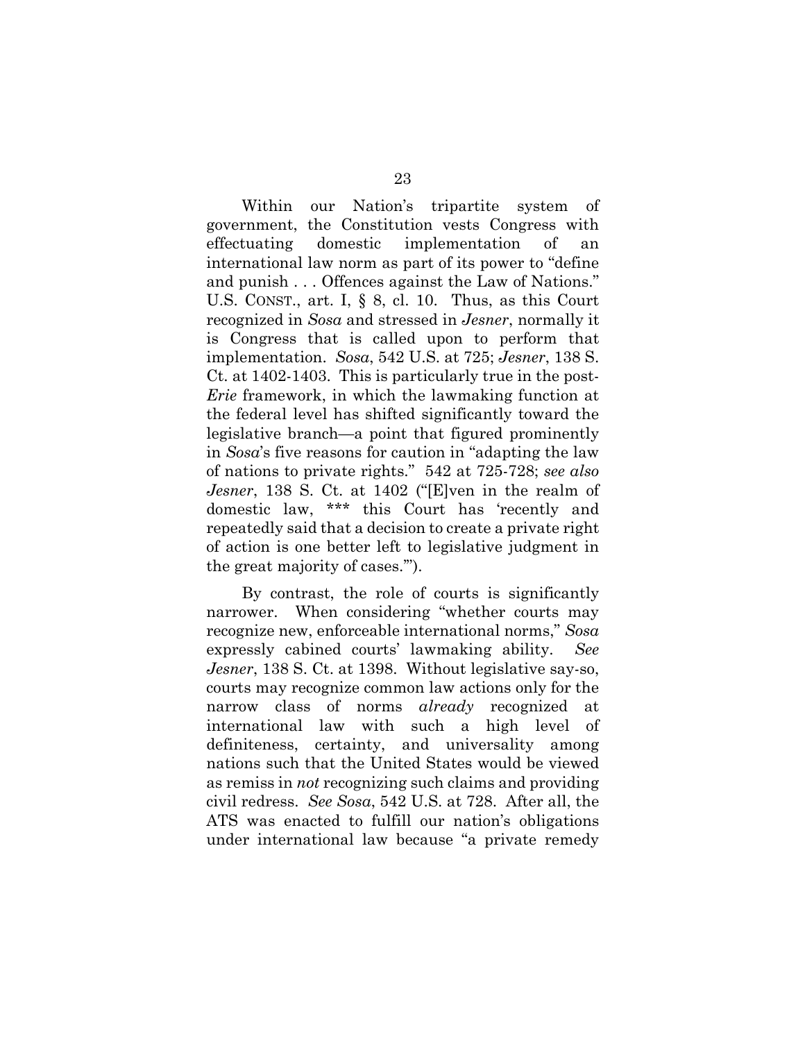Within our Nation's tripartite system of government, the Constitution vests Congress with effectuating domestic implementation of an international law norm as part of its power to "define and punish . . . Offences against the Law of Nations." U.S. CONST., art. I, § 8, cl. 10. Thus, as this Court recognized in *Sosa* and stressed in *Jesner*, normally it is Congress that is called upon to perform that implementation. *Sosa*, 542 U.S. at 725; *Jesner*, 138 S. Ct. at 1402-1403. This is particularly true in the post-*Erie* framework, in which the lawmaking function at the federal level has shifted significantly toward the legislative branch—a point that figured prominently in *Sosa*'s five reasons for caution in "adapting the law of nations to private rights." 542 at 725-728; *see also Jesner*, 138 S. Ct. at 1402 ("[E]ven in the realm of domestic law, *** this Court has 'recently and repeatedly said that a decision to create a private right of action is one better left to legislative judgment in the great majority of cases.'").

By contrast, the role of courts is significantly narrower. When considering "whether courts may recognize new, enforceable international norms," *Sosa* expressly cabined courts' lawmaking ability. *See Jesner*, 138 S. Ct. at 1398. Without legislative say-so, courts may recognize common law actions only for the narrow class of norms *already* recognized at international law with such a high level of definiteness, certainty, and universality among nations such that the United States would be viewed as remiss in *not* recognizing such claims and providing civil redress. *See Sosa*, 542 U.S. at 728. After all, the ATS was enacted to fulfill our nation's obligations under international law because "a private remedy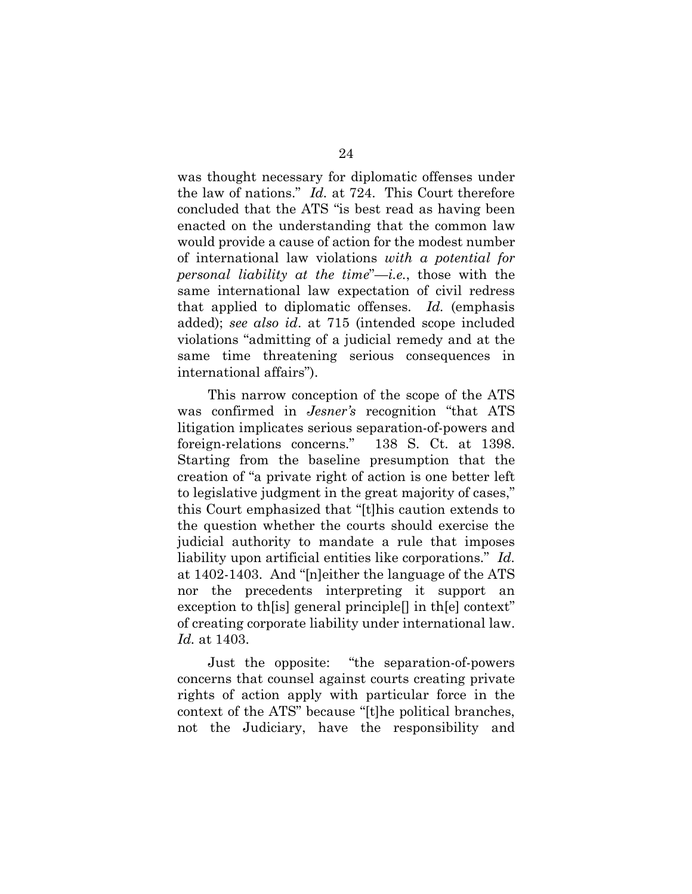was thought necessary for diplomatic offenses under the law of nations." *Id.* at 724. This Court therefore concluded that the ATS "is best read as having been enacted on the understanding that the common law would provide a cause of action for the modest number of international law violations *with a potential for personal liability at the time*"—*i.e.*, those with the same international law expectation of civil redress that applied to diplomatic offenses. *Id.* (emphasis added); *see also id*. at 715 (intended scope included violations "admitting of a judicial remedy and at the same time threatening serious consequences in international affairs").

This narrow conception of the scope of the ATS was confirmed in *Jesner's* recognition "that ATS litigation implicates serious separation-of-powers and foreign-relations concerns." 138 S. Ct. at 1398. Starting from the baseline presumption that the creation of "a private right of action is one better left to legislative judgment in the great majority of cases," this Court emphasized that "[t]his caution extends to the question whether the courts should exercise the judicial authority to mandate a rule that imposes liability upon artificial entities like corporations." *Id.* at 1402-1403. And "[n]either the language of the ATS nor the precedents interpreting it support an exception to th[is] general principle[] in th[e] context" of creating corporate liability under international law. *Id.* at 1403.

Just the opposite: "the separation-of-powers concerns that counsel against courts creating private rights of action apply with particular force in the context of the ATS" because "[t]he political branches, not the Judiciary, have the responsibility and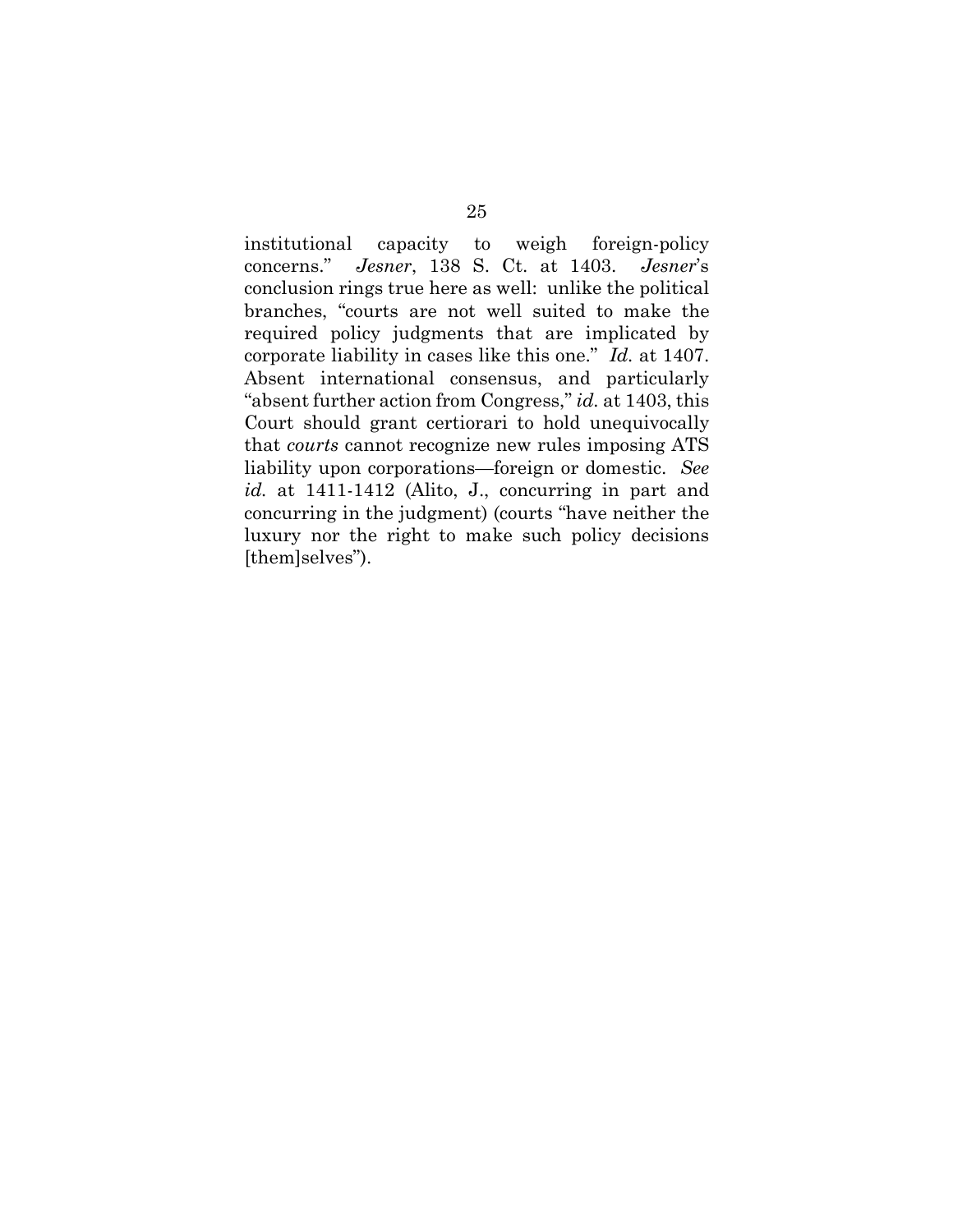institutional capacity to weigh foreign-policy concerns." *Jesner*, 138 S. Ct. at 1403. *Jesner*'s conclusion rings true here as well: unlike the political branches, "courts are not well suited to make the required policy judgments that are implicated by corporate liability in cases like this one." *Id.* at 1407. Absent international consensus, and particularly "absent further action from Congress," *id.* at 1403, this Court should grant certiorari to hold unequivocally that *courts* cannot recognize new rules imposing ATS liability upon corporations—foreign or domestic. *See id.* at 1411-1412 (Alito, J., concurring in part and concurring in the judgment) (courts "have neither the luxury nor the right to make such policy decisions [them]selves").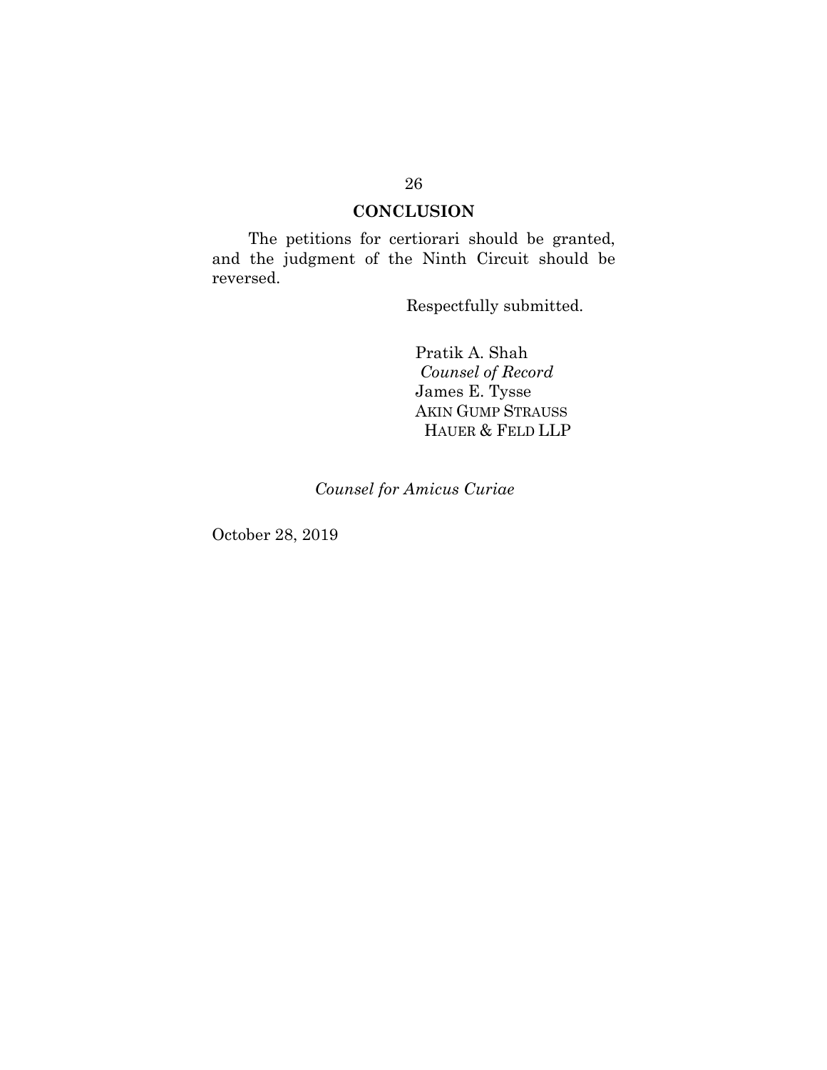## CONCLUSION

The petitions for certiorari should be granted, and the judgment of the Ninth Circuit should be reversed.

Respectfully submitted.

Pratik A. Shah
*Counsel of Record*
James E. Tysse
AKIN GUMP STRAUSS
HAUER & FELD LLP

*Counsel for Amicus Curiae*

October 28, 2019